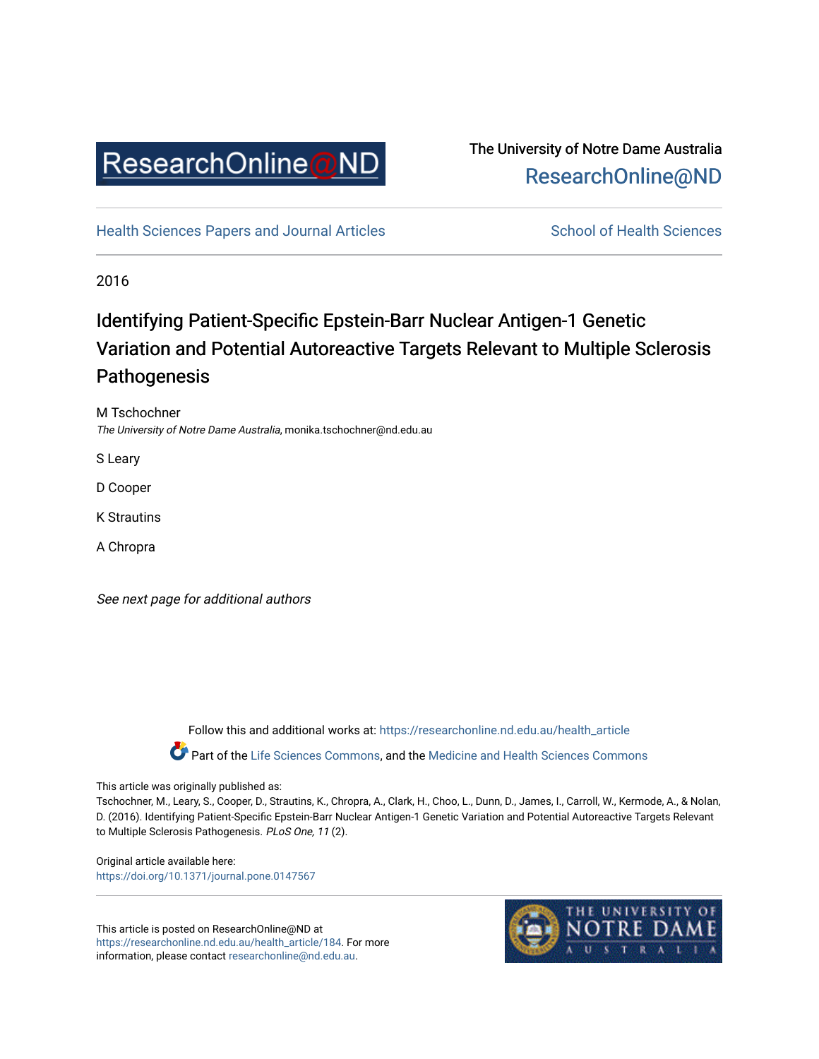ResearchOnline@ND

The University of Notre Dame Australia
ResearchOnline@ND

Health Sciences Papers and Journal Articles

School of Health Sciences

2016

# Identifying Patient-Specific Epstein-Barr Nuclear Antigen-1 Genetic Variation and Potential Autoreactive Targets Relevant to Multiple Sclerosis Pathogenesis

M Tschochner
*The University of Notre Dame Australia*, monika.tschochner@nd.edu.au

S Leary

D Cooper

K Strautins

A Chropra

*See next page for additional authors*

Follow this and additional works at: https://researchonline.nd.edu.au/health_article

Part of the Life Sciences Commons, and the Medicine and Health Sciences Commons

This article was originally published as:
Tschochner, M., Leary, S., Cooper, D., Strautins, K., Chropra, A., Clark, H., Choo, L., Dunn, D., James, I., Carroll, W., Kermode, A., & Nolan, D. (2016). Identifying Patient-Specific Epstein-Barr Nuclear Antigen-1 Genetic Variation and Potential Autoreactive Targets Relevant to Multiple Sclerosis Pathogenesis. *PLoS One, 11* (2).

Original article available here:
https://doi.org/10.1371/journal.pone.0147567

This article is posted on ResearchOnline@ND at https://researchonline.nd.edu.au/health_article/184. For more information, please contact researchonline@nd.edu.au.

The University of Notre Dame Australia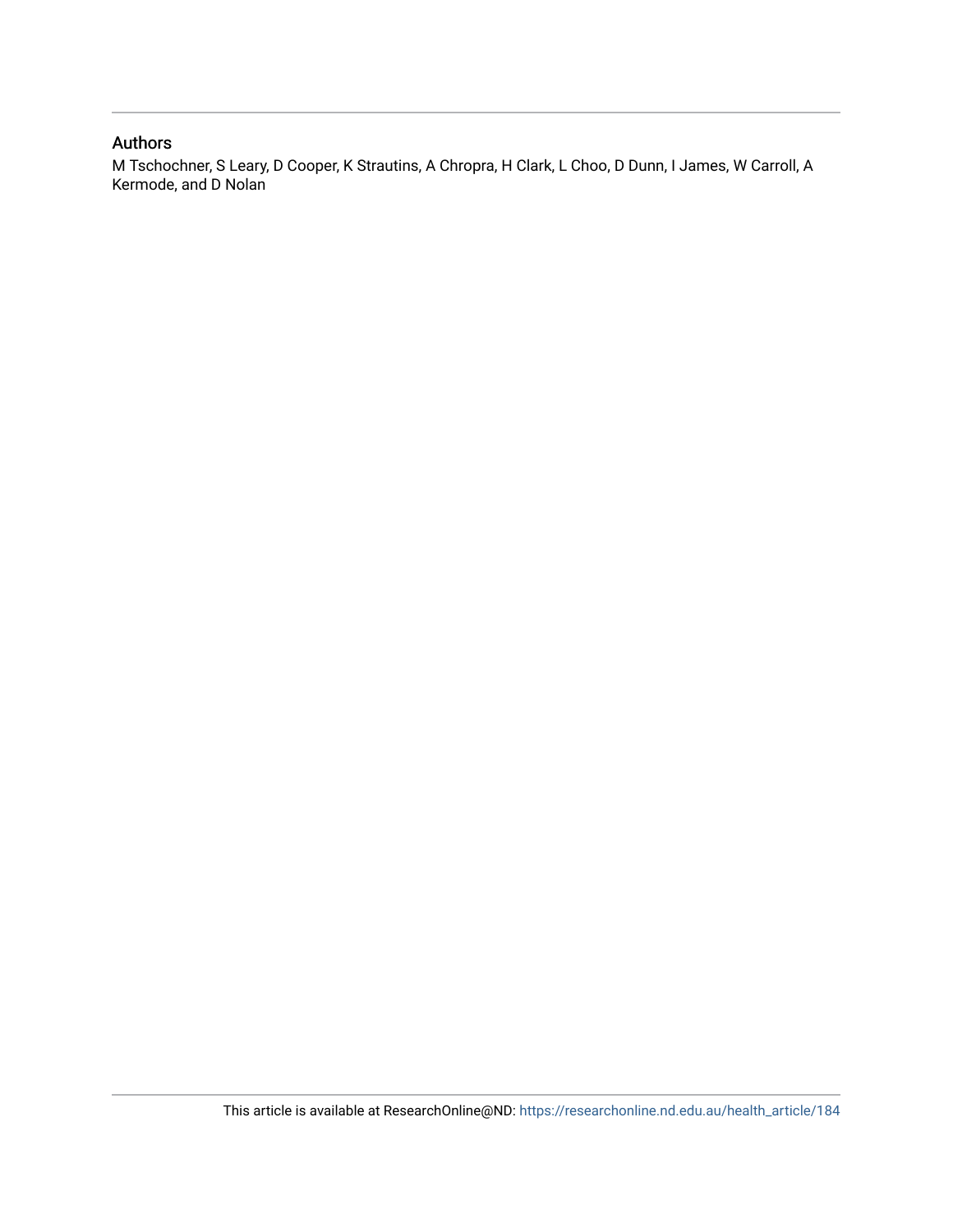## Authors

M Tschochner, S Leary, D Cooper, K Strautins, A Chropra, H Clark, L Choo, D Dunn, I James, W Carroll, A Kermode, and D Nolan

This article is available at ResearchOnline@ND: https://researchonline.nd.edu.au/health_article/184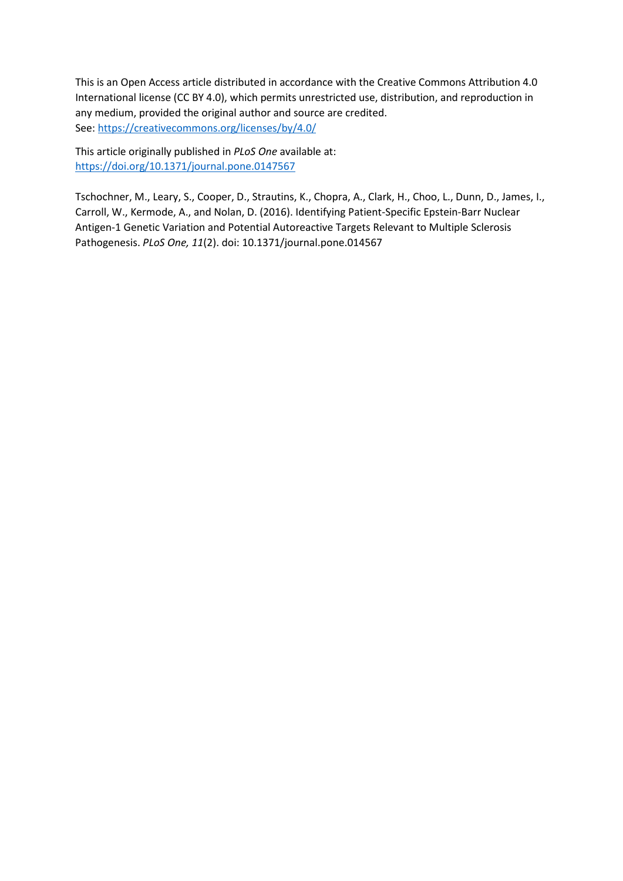This is an Open Access article distributed in accordance with the Creative Commons Attribution 4.0 International license (CC BY 4.0), which permits unrestricted use, distribution, and reproduction in any medium, provided the original author and source are credited.
See: https://creativecommons.org/licenses/by/4.0/

This article originally published in *PLoS One* available at:
https://doi.org/10.1371/journal.pone.0147567

Tschochner, M., Leary, S., Cooper, D., Strautins, K., Chopra, A., Clark, H., Choo, L., Dunn, D., James, I., Carroll, W., Kermode, A., and Nolan, D. (2016). Identifying Patient-Specific Epstein-Barr Nuclear Antigen-1 Genetic Variation and Potential Autoreactive Targets Relevant to Multiple Sclerosis Pathogenesis. *PLoS One, 11*(2). doi: 10.1371/journal.pone.014567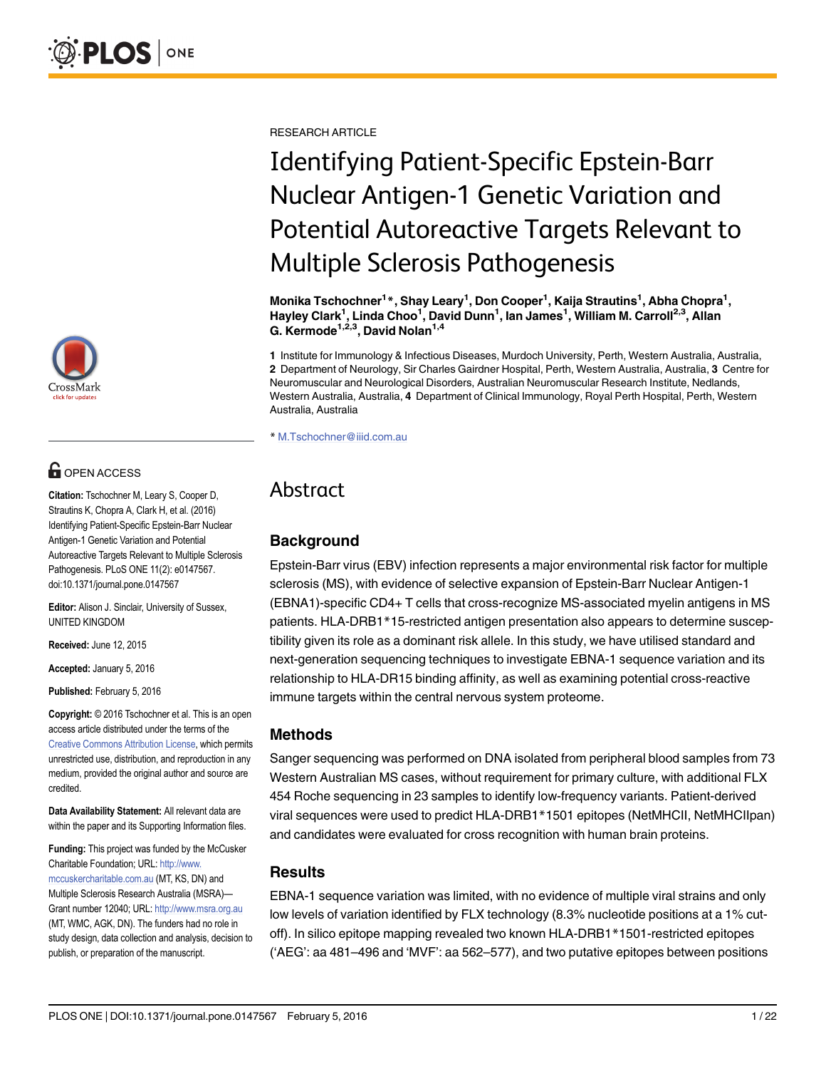RESEARCH ARTICLE

# Identifying Patient-Specific Epstein-Barr Nuclear Antigen-1 Genetic Variation and Potential Autoreactive Targets Relevant to Multiple Sclerosis Pathogenesis

**Monika Tschochner[1]*, Shay Leary[1], Don Cooper[1], Kaija Strautins[1], Abha Chopra[1], Hayley Clark[1], Linda Choo[1], David Dunn[1], Ian James[1], William M. Carroll[2,3], Allan G. Kermode[1,2,3], David Nolan[1,4]**

**1** Institute for Immunology & Infectious Diseases, Murdoch University, Perth, Western Australia, Australia, **2** Department of Neurology, Sir Charles Gairdner Hospital, Perth, Western Australia, Australia, **3** Centre for Neuromuscular and Neurological Disorders, Australian Neuromuscular Research Institute, Nedlands, Western Australia, Australia, **4** Department of Clinical Immunology, Royal Perth Hospital, Perth, Western Australia, Australia

* M.Tschochner@iiid.com.au

OPEN ACCESS

**Citation:** Tschochner M, Leary S, Cooper D, Strautins K, Chopra A, Clark H, et al. (2016) Identifying Patient-Specific Epstein-Barr Nuclear Antigen-1 Genetic Variation and Potential Autoreactive Targets Relevant to Multiple Sclerosis Pathogenesis. PLoS ONE 11(2): e0147567. doi:10.1371/journal.pone.0147567

**Editor:** Alison J. Sinclair, University of Sussex, UNITED KINGDOM

**Received:** June 12, 2015

**Accepted:** January 5, 2016

**Published:** February 5, 2016

**Copyright:** © 2016 Tschochner et al. This is an open access article distributed under the terms of the Creative Commons Attribution License, which permits unrestricted use, distribution, and reproduction in any medium, provided the original author and source are credited.

**Data Availability Statement:** All relevant data are within the paper and its Supporting Information files.

**Funding:** This project was funded by the McCusker Charitable Foundation; URL: http://www.mccuskercharitable.com.au (MT, KS, DN) and Multiple Sclerosis Research Australia (MSRA)—Grant number 12040; URL: http://www.msra.org.au (MT, WMC, AGK, DN). The funders had no role in study design, data collection and analysis, decision to publish, or preparation of the manuscript.

## Abstract

### Background

Epstein-Barr virus (EBV) infection represents a major environmental risk factor for multiple sclerosis (MS), with evidence of selective expansion of Epstein-Barr Nuclear Antigen-1 (EBNA1)-specific CD4+ T cells that cross-recognize MS-associated myelin antigens in MS patients. HLA-DRB1*15-restricted antigen presentation also appears to determine susceptibility given its role as a dominant risk allele. In this study, we have utilised standard and next-generation sequencing techniques to investigate EBNA-1 sequence variation and its relationship to HLA-DR15 binding affinity, as well as examining potential cross-reactive immune targets within the central nervous system proteome.

### Methods

Sanger sequencing was performed on DNA isolated from peripheral blood samples from 73 Western Australian MS cases, without requirement for primary culture, with additional FLX 454 Roche sequencing in 23 samples to identify low-frequency variants. Patient-derived viral sequences were used to predict HLA-DRB1*1501 epitopes (NetMHCII, NetMHCIIpan) and candidates were evaluated for cross recognition with human brain proteins.

### Results

EBNA-1 sequence variation was limited, with no evidence of multiple viral strains and only low levels of variation identified by FLX technology (8.3% nucleotide positions at a 1% cut-off). In silico epitope mapping revealed two known HLA-DRB1*1501-restricted epitopes ('AEG': aa 481–496 and 'MVF': aa 562–577), and two putative epitopes between positions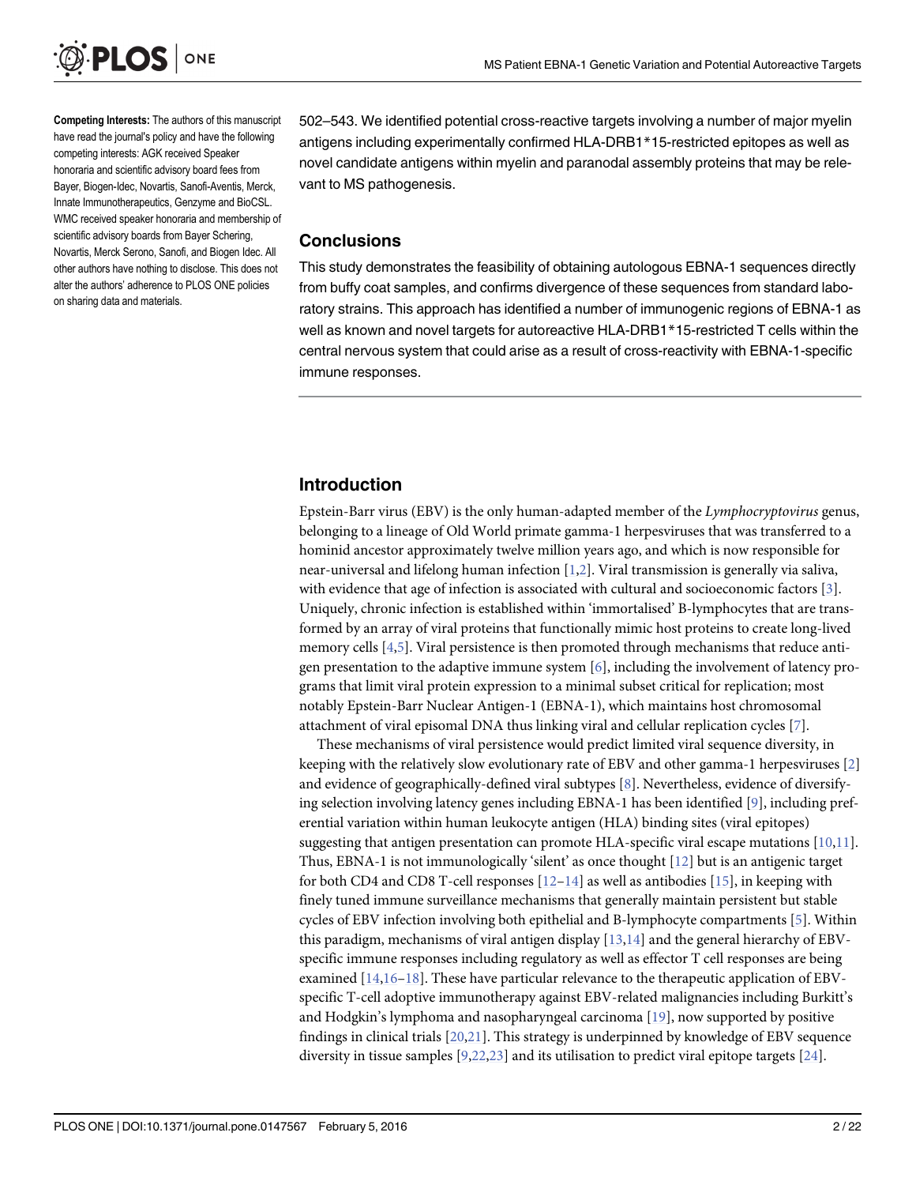**Competing Interests:** The authors of this manuscript have read the journal's policy and have the following competing interests: AGK received Speaker honoraria and scientific advisory board fees from Bayer, Biogen-Idec, Novartis, Sanofi-Aventis, Merck, Innate Immunotherapeutics, Genzyme and BioCSL. WMC received speaker honoraria and membership of scientific advisory boards from Bayer Schering, Novartis, Merck Serono, Sanofi, and Biogen Idec. All other authors have nothing to disclose. This does not alter the authors' adherence to PLOS ONE policies on sharing data and materials.

502–543. We identified potential cross-reactive targets involving a number of major myelin antigens including experimentally confirmed HLA-DRB1*15-restricted epitopes as well as novel candidate antigens within myelin and paranodal assembly proteins that may be relevant to MS pathogenesis.

## Conclusions

This study demonstrates the feasibility of obtaining autologous EBNA-1 sequences directly from buffy coat samples, and confirms divergence of these sequences from standard laboratory strains. This approach has identified a number of immunogenic regions of EBNA-1 as well as known and novel targets for autoreactive HLA-DRB1*15-restricted T cells within the central nervous system that could arise as a result of cross-reactivity with EBNA-1-specific immune responses.

## Introduction

Epstein-Barr virus (EBV) is the only human-adapted member of the *Lymphocryptovirus* genus, belonging to a lineage of Old World primate gamma-1 herpesviruses that was transferred to a hominid ancestor approximately twelve million years ago, and which is now responsible for near-universal and lifelong human infection [1,2]. Viral transmission is generally via saliva, with evidence that age of infection is associated with cultural and socioeconomic factors [3]. Uniquely, chronic infection is established within 'immortalised' B-lymphocytes that are transformed by an array of viral proteins that functionally mimic host proteins to create long-lived memory cells [4,5]. Viral persistence is then promoted through mechanisms that reduce antigen presentation to the adaptive immune system [6], including the involvement of latency programs that limit viral protein expression to a minimal subset critical for replication; most notably Epstein-Barr Nuclear Antigen-1 (EBNA-1), which maintains host chromosomal attachment of viral episomal DNA thus linking viral and cellular replication cycles [7].

These mechanisms of viral persistence would predict limited viral sequence diversity, in keeping with the relatively slow evolutionary rate of EBV and other gamma-1 herpesviruses [2] and evidence of geographically-defined viral subtypes [8]. Nevertheless, evidence of diversifying selection involving latency genes including EBNA-1 has been identified [9], including preferential variation within human leukocyte antigen (HLA) binding sites (viral epitopes) suggesting that antigen presentation can promote HLA-specific viral escape mutations [10,11]. Thus, EBNA-1 is not immunologically 'silent' as once thought [12] but is an antigenic target for both CD4 and CD8 T-cell responses [12–14] as well as antibodies [15], in keeping with finely tuned immune surveillance mechanisms that generally maintain persistent but stable cycles of EBV infection involving both epithelial and B-lymphocyte compartments [5]. Within this paradigm, mechanisms of viral antigen display [13,14] and the general hierarchy of EBV-specific immune responses including regulatory as well as effector T cell responses are being examined [14,16–18]. These have particular relevance to the therapeutic application of EBV-specific T-cell adoptive immunotherapy against EBV-related malignancies including Burkitt's and Hodgkin's lymphoma and nasopharyngeal carcinoma [19], now supported by positive findings in clinical trials [20,21]. This strategy is underpinned by knowledge of EBV sequence diversity in tissue samples [9,22,23] and its utilisation to predict viral epitope targets [24].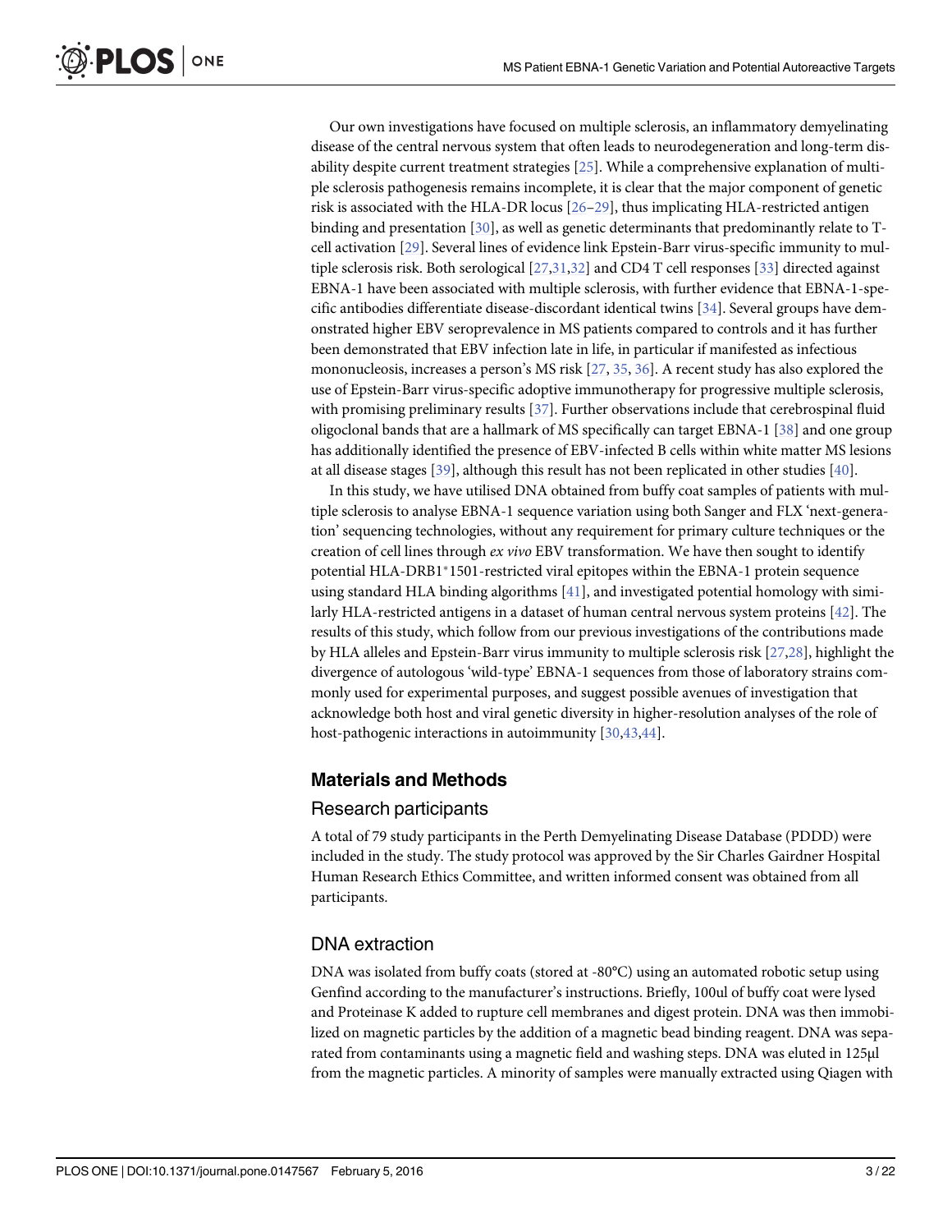Our own investigations have focused on multiple sclerosis, an inflammatory demyelinating disease of the central nervous system that often leads to neurodegeneration and long-term disability despite current treatment strategies [25]. While a comprehensive explanation of multiple sclerosis pathogenesis remains incomplete, it is clear that the major component of genetic risk is associated with the HLA-DR locus [26–29], thus implicating HLA-restricted antigen binding and presentation [30], as well as genetic determinants that predominantly relate to T-cell activation [29]. Several lines of evidence link Epstein-Barr virus-specific immunity to multiple sclerosis risk. Both serological [27,31,32] and CD4 T cell responses [33] directed against EBNA-1 have been associated with multiple sclerosis, with further evidence that EBNA-1-specific antibodies differentiate disease-discordant identical twins [34]. Several groups have demonstrated higher EBV seroprevalence in MS patients compared to controls and it has further been demonstrated that EBV infection late in life, in particular if manifested as infectious mononucleosis, increases a person's MS risk [27, 35, 36]. A recent study has also explored the use of Epstein-Barr virus-specific adoptive immunotherapy for progressive multiple sclerosis, with promising preliminary results [37]. Further observations include that cerebrospinal fluid oligoclonal bands that are a hallmark of MS specifically can target EBNA-1 [38] and one group has additionally identified the presence of EBV-infected B cells within white matter MS lesions at all disease stages [39], although this result has not been replicated in other studies [40].

In this study, we have utilised DNA obtained from buffy coat samples of patients with multiple sclerosis to analyse EBNA-1 sequence variation using both Sanger and FLX 'next-generation' sequencing technologies, without any requirement for primary culture techniques or the creation of cell lines through *ex vivo* EBV transformation. We have then sought to identify potential HLA-DRB1*1501-restricted viral epitopes within the EBNA-1 protein sequence using standard HLA binding algorithms [41], and investigated potential homology with similarly HLA-restricted antigens in a dataset of human central nervous system proteins [42]. The results of this study, which follow from our previous investigations of the contributions made by HLA alleles and Epstein-Barr virus immunity to multiple sclerosis risk [27,28], highlight the divergence of autologous 'wild-type' EBNA-1 sequences from those of laboratory strains commonly used for experimental purposes, and suggest possible avenues of investigation that acknowledge both host and viral genetic diversity in higher-resolution analyses of the role of host-pathogenic interactions in autoimmunity [30,43,44].

## Materials and Methods

### Research participants

A total of 79 study participants in the Perth Demyelinating Disease Database (PDDD) were included in the study. The study protocol was approved by the Sir Charles Gairdner Hospital Human Research Ethics Committee, and written informed consent was obtained from all participants.

### DNA extraction

DNA was isolated from buffy coats (stored at -80°C) using an automated robotic setup using Genfind according to the manufacturer's instructions. Briefly, 100ul of buffy coat were lysed and Proteinase K added to rupture cell membranes and digest protein. DNA was then immobilized on magnetic particles by the addition of a magnetic bead binding reagent. DNA was separated from contaminants using a magnetic field and washing steps. DNA was eluted in 125μl from the magnetic particles. A minority of samples were manually extracted using Qiagen with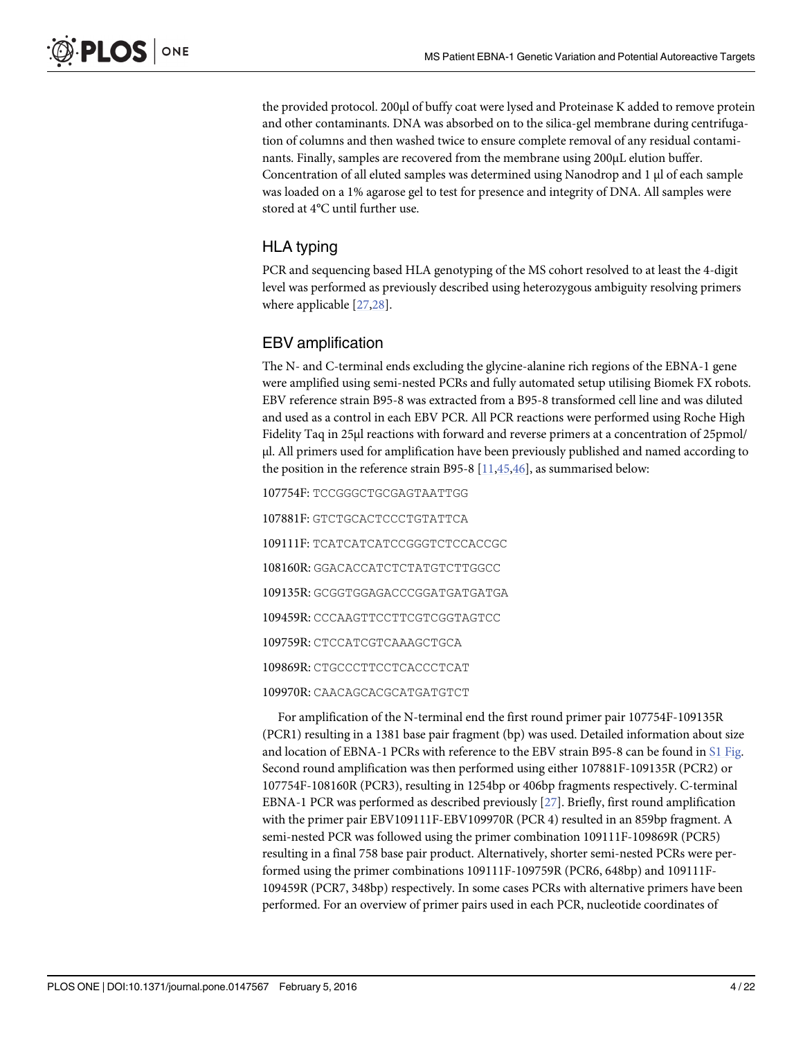the provided protocol. 200μl of buffy coat were lysed and Proteinase K added to remove protein and other contaminants. DNA was absorbed on to the silica-gel membrane during centrifugation of columns and then washed twice to ensure complete removal of any residual contaminants. Finally, samples are recovered from the membrane using 200μL elution buffer. Concentration of all eluted samples was determined using Nanodrop and 1 μl of each sample was loaded on a 1% agarose gel to test for presence and integrity of DNA. All samples were stored at 4°C until further use.

## HLA typing

PCR and sequencing based HLA genotyping of the MS cohort resolved to at least the 4-digit level was performed as previously described using heterozygous ambiguity resolving primers where applicable [27,28].

## EBV amplification

The N- and C-terminal ends excluding the glycine-alanine rich regions of the EBNA-1 gene were amplified using semi-nested PCRs and fully automated setup utilising Biomek FX robots. EBV reference strain B95-8 was extracted from a B95-8 transformed cell line and was diluted and used as a control in each EBV PCR. All PCR reactions were performed using Roche High Fidelity Taq in 25μl reactions with forward and reverse primers at a concentration of 25pmol/μl. All primers used for amplification have been previously published and named according to the position in the reference strain B95-8 [11,45,46], as summarised below:

107754F: TCCGGGCTGCGAGTAATTGG

107881F: GTCTGCACTCCCTGTATTCA

109111F: TCATCATCATCCGGGTCTCCACCGC

108160R: GGACACCATCTCTATGTCTTGGCC

109135R: GCGGTGGAGACCCGGATGATGATGA

109459R: CCCAAGTTCCTTCGTCGGTAGTCC

109759R: CTCCATCGTCAAAGCTGCA

109869R: CTGCCCTTCCTCACCCTCAT

109970R: CAACAGCACGCATGATGTCT

For amplification of the N-terminal end the first round primer pair 107754F-109135R (PCR1) resulting in a 1381 base pair fragment (bp) was used. Detailed information about size and location of EBNA-1 PCRs with reference to the EBV strain B95-8 can be found in S1 Fig. Second round amplification was then performed using either 107881F-109135R (PCR2) or 107754F-108160R (PCR3), resulting in 1254bp or 406bp fragments respectively. C-terminal EBNA-1 PCR was performed as described previously [27]. Briefly, first round amplification with the primer pair EBV109111F-EBV109970R (PCR 4) resulted in an 859bp fragment. A semi-nested PCR was followed using the primer combination 109111F-109869R (PCR5) resulting in a final 758 base pair product. Alternatively, shorter semi-nested PCRs were performed using the primer combinations 109111F-109759R (PCR6, 648bp) and 109111F-109459R (PCR7, 348bp) respectively. In some cases PCRs with alternative primers have been performed. For an overview of primer pairs used in each PCR, nucleotide coordinates of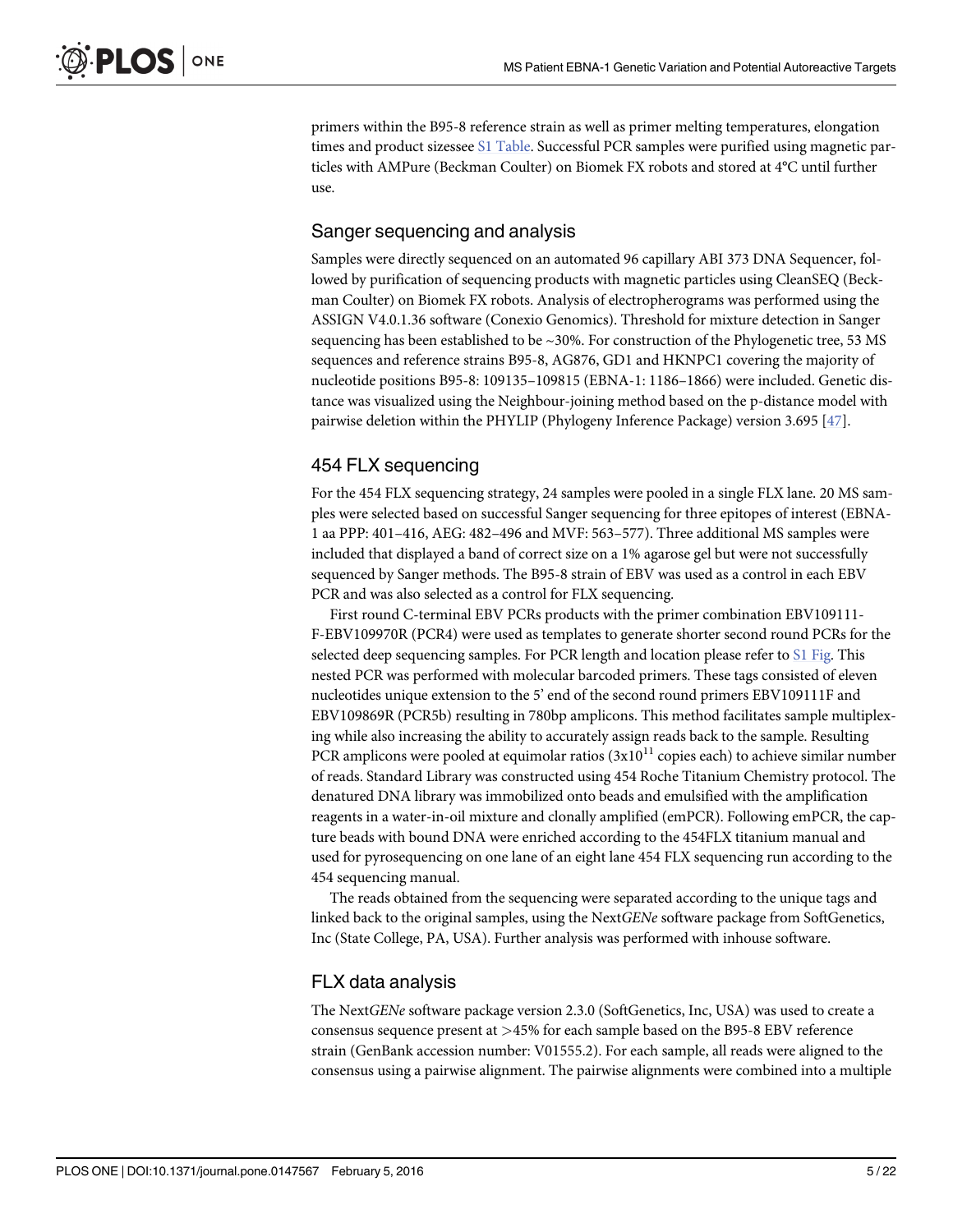primers within the B95-8 reference strain as well as primer melting temperatures, elongation times and product sizessee S1 Table. Successful PCR samples were purified using magnetic particles with AMPure (Beckman Coulter) on Biomek FX robots and stored at 4°C until further use.

## Sanger sequencing and analysis

Samples were directly sequenced on an automated 96 capillary ABI 373 DNA Sequencer, followed by purification of sequencing products with magnetic particles using CleanSEQ (Beckman Coulter) on Biomek FX robots. Analysis of electropherograms was performed using the ASSIGN V4.0.1.36 software (Conexio Genomics). Threshold for mixture detection in Sanger sequencing has been established to be ~30%. For construction of the Phylogenetic tree, 53 MS sequences and reference strains B95-8, AG876, GD1 and HKNPC1 covering the majority of nucleotide positions B95-8: 109135–109815 (EBNA-1: 1186–1866) were included. Genetic distance was visualized using the Neighbour-joining method based on the p-distance model with pairwise deletion within the PHYLIP (Phylogeny Inference Package) version 3.695 [47].

## 454 FLX sequencing

For the 454 FLX sequencing strategy, 24 samples were pooled in a single FLX lane. 20 MS samples were selected based on successful Sanger sequencing for three epitopes of interest (EBNA-1 aa PPP: 401–416, AEG: 482–496 and MVF: 563–577). Three additional MS samples were included that displayed a band of correct size on a 1% agarose gel but were not successfully sequenced by Sanger methods. The B95-8 strain of EBV was used as a control in each EBV PCR and was also selected as a control for FLX sequencing.

First round C-terminal EBV PCRs products with the primer combination EBV109111-F-EBV109970R (PCR4) were used as templates to generate shorter second round PCRs for the selected deep sequencing samples. For PCR length and location please refer to S1 Fig. This nested PCR was performed with molecular barcoded primers. These tags consisted of eleven nucleotides unique extension to the 5' end of the second round primers EBV109111F and EBV109869R (PCR5b) resulting in 780bp amplicons. This method facilitates sample multiplexing while also increasing the ability to accurately assign reads back to the sample. Resulting PCR amplicons were pooled at equimolar ratios ($3x10^{11}$ copies each) to achieve similar number of reads. Standard Library was constructed using 454 Roche Titanium Chemistry protocol. The denatured DNA library was immobilized onto beads and emulsified with the amplification reagents in a water-in-oil mixture and clonally amplified (emPCR). Following emPCR, the capture beads with bound DNA were enriched according to the 454FLX titanium manual and used for pyrosequencing on one lane of an eight lane 454 FLX sequencing run according to the 454 sequencing manual.

The reads obtained from the sequencing were separated according to the unique tags and linked back to the original samples, using the Next*GENe* software package from SoftGenetics, Inc (State College, PA, USA). Further analysis was performed with inhouse software.

## FLX data analysis

The Next*GENe* software package version 2.3.0 (SoftGenetics, Inc, USA) was used to create a consensus sequence present at >45% for each sample based on the B95-8 EBV reference strain (GenBank accession number: V01555.2). For each sample, all reads were aligned to the consensus using a pairwise alignment. The pairwise alignments were combined into a multiple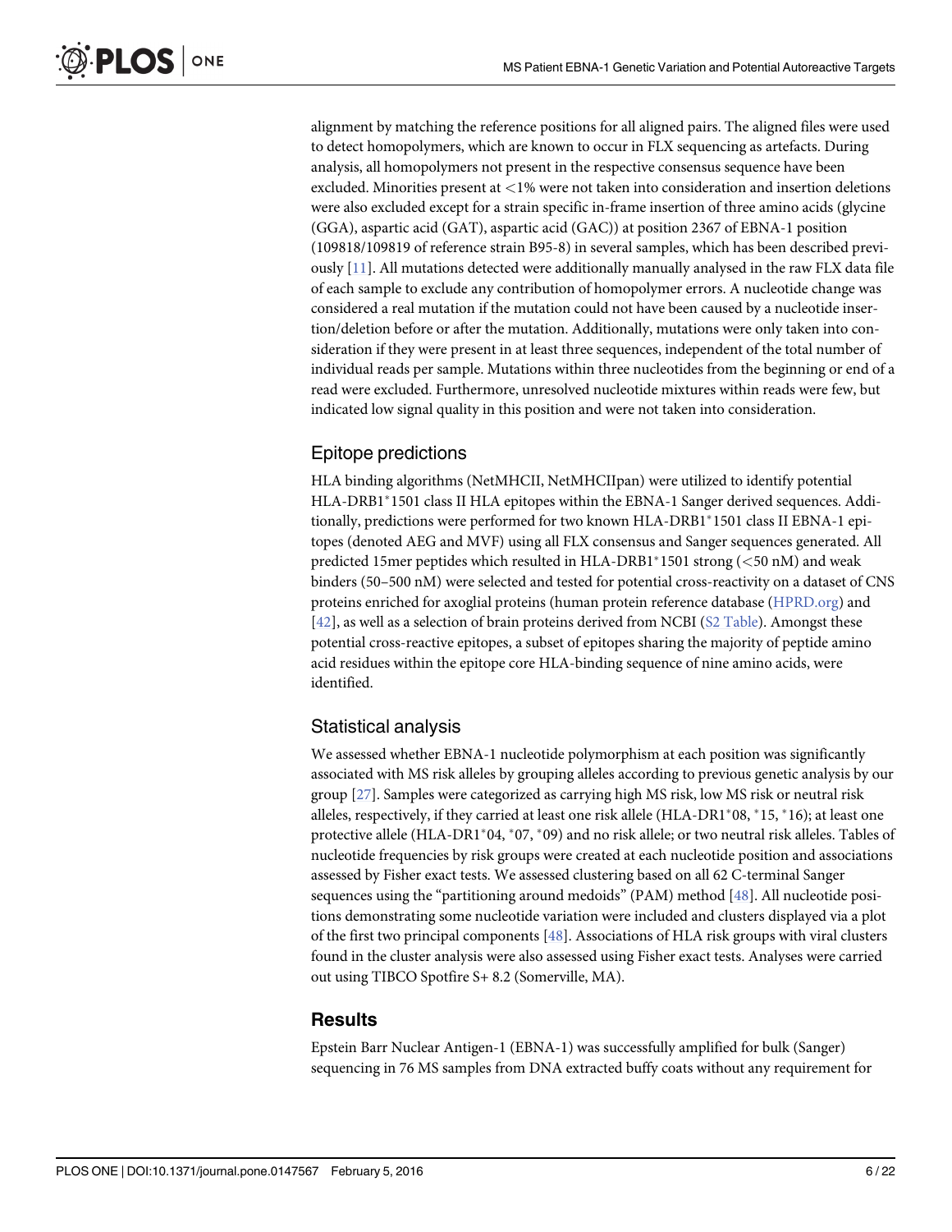alignment by matching the reference positions for all aligned pairs. The aligned files were used to detect homopolymers, which are known to occur in FLX sequencing as artefacts. During analysis, all homopolymers not present in the respective consensus sequence have been excluded. Minorities present at <1% were not taken into consideration and insertion deletions were also excluded except for a strain specific in-frame insertion of three amino acids (glycine (GGA), aspartic acid (GAT), aspartic acid (GAC)) at position 2367 of EBNA-1 position (109818/109819 of reference strain B95-8) in several samples, which has been described previously [11]. All mutations detected were additionally manually analysed in the raw FLX data file of each sample to exclude any contribution of homopolymer errors. A nucleotide change was considered a real mutation if the mutation could not have been caused by a nucleotide insertion/deletion before or after the mutation. Additionally, mutations were only taken into consideration if they were present in at least three sequences, independent of the total number of individual reads per sample. Mutations within three nucleotides from the beginning or end of a read were excluded. Furthermore, unresolved nucleotide mixtures within reads were few, but indicated low signal quality in this position and were not taken into consideration.

## Epitope predictions

HLA binding algorithms (NetMHCII, NetMHCIIpan) were utilized to identify potential HLA-DRB1*1501 class II HLA epitopes within the EBNA-1 Sanger derived sequences. Additionally, predictions were performed for two known HLA-DRB1*1501 class II EBNA-1 epitopes (denoted AEG and MVF) using all FLX consensus and Sanger sequences generated. All predicted 15mer peptides which resulted in HLA-DRB1*1501 strong (<50 nM) and weak binders (50–500 nM) were selected and tested for potential cross-reactivity on a dataset of CNS proteins enriched for axoglial proteins (human protein reference database (HPRD.org) and [42], as well as a selection of brain proteins derived from NCBI (S2 Table). Amongst these potential cross-reactive epitopes, a subset of epitopes sharing the majority of peptide amino acid residues within the epitope core HLA-binding sequence of nine amino acids, were identified.

## Statistical analysis

We assessed whether EBNA-1 nucleotide polymorphism at each position was significantly associated with MS risk alleles by grouping alleles according to previous genetic analysis by our group [27]. Samples were categorized as carrying high MS risk, low MS risk or neutral risk alleles, respectively, if they carried at least one risk allele (HLA-DR1*08, *15, *16); at least one protective allele (HLA-DR1*04, *07, *09) and no risk allele; or two neutral risk alleles. Tables of nucleotide frequencies by risk groups were created at each nucleotide position and associations assessed by Fisher exact tests. We assessed clustering based on all 62 C-terminal Sanger sequences using the "partitioning around medoids" (PAM) method [48]. All nucleotide positions demonstrating some nucleotide variation were included and clusters displayed via a plot of the first two principal components [48]. Associations of HLA risk groups with viral clusters found in the cluster analysis were also assessed using Fisher exact tests. Analyses were carried out using TIBCO Spotfire S+ 8.2 (Somerville, MA).

# Results

Epstein Barr Nuclear Antigen-1 (EBNA-1) was successfully amplified for bulk (Sanger) sequencing in 76 MS samples from DNA extracted buffy coats without any requirement for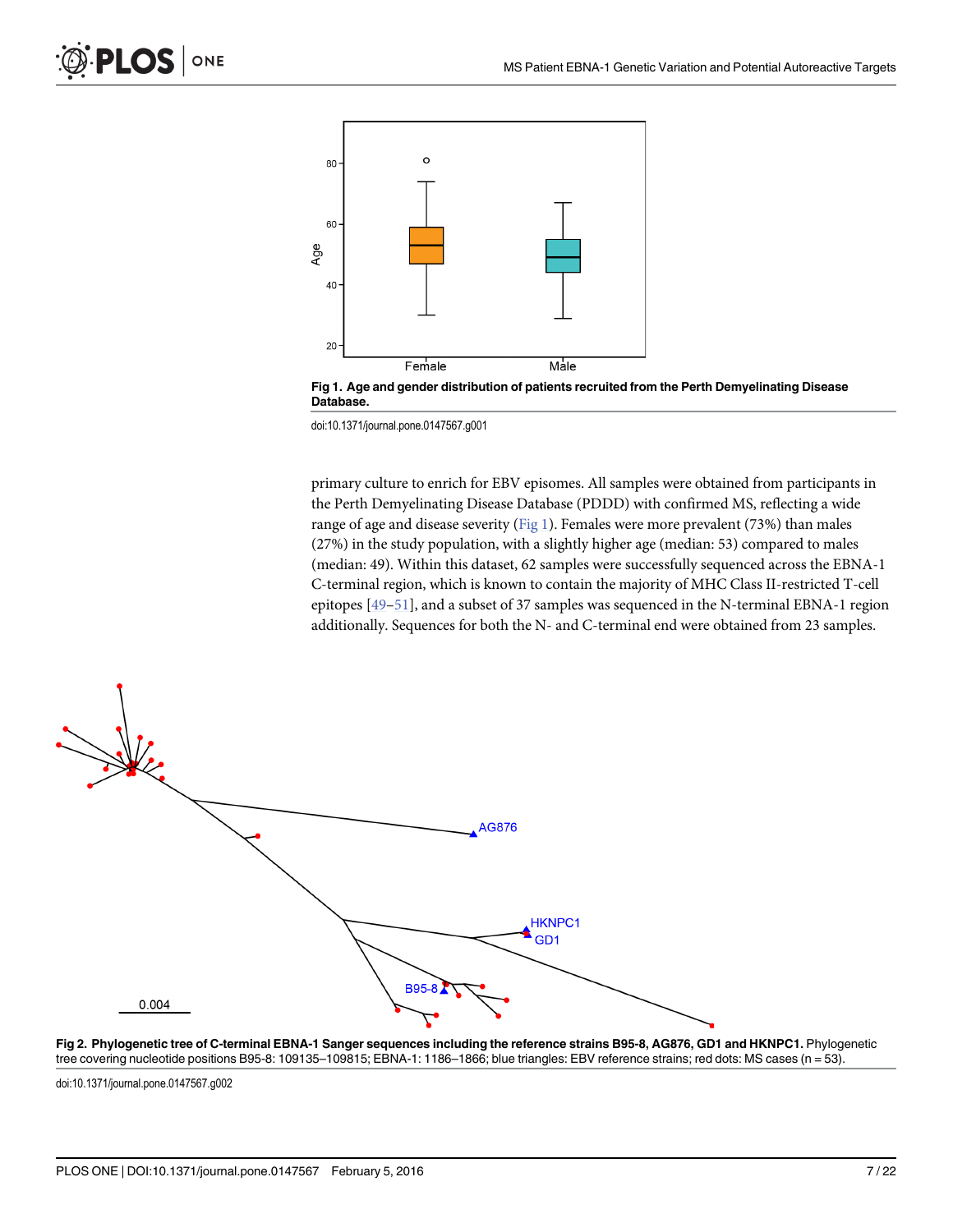Fig 1. Age and gender distribution of patients recruited from the Perth Demyelinating Disease Database.

doi:10.1371/journal.pone.0147567.g001

primary culture to enrich for EBV episomes. All samples were obtained from participants in the Perth Demyelinating Disease Database (PDDD) with confirmed MS, reflecting a wide range of age and disease severity (Fig 1). Females were more prevalent (73%) than males (27%) in the study population, with a slightly higher age (median: 53) compared to males (median: 49). Within this dataset, 62 samples were successfully sequenced across the EBNA-1 C-terminal region, which is known to contain the majority of MHC Class II-restricted T-cell epitopes [49–51], and a subset of 37 samples was sequenced in the N-terminal EBNA-1 region additionally. Sequences for both the N- and C-terminal end were obtained from 23 samples.

**Fig 2. Phylogenetic tree of C-terminal EBNA-1 Sanger sequences including the reference strains B95-8, AG876, GD1 and HKNPC1.** Phylogenetic tree covering nucleotide positions B95-8: 109135–109815; EBNA-1: 1186–1866; blue triangles: EBV reference strains; red dots: MS cases (n = 53).

doi:10.1371/journal.pone.0147567.g002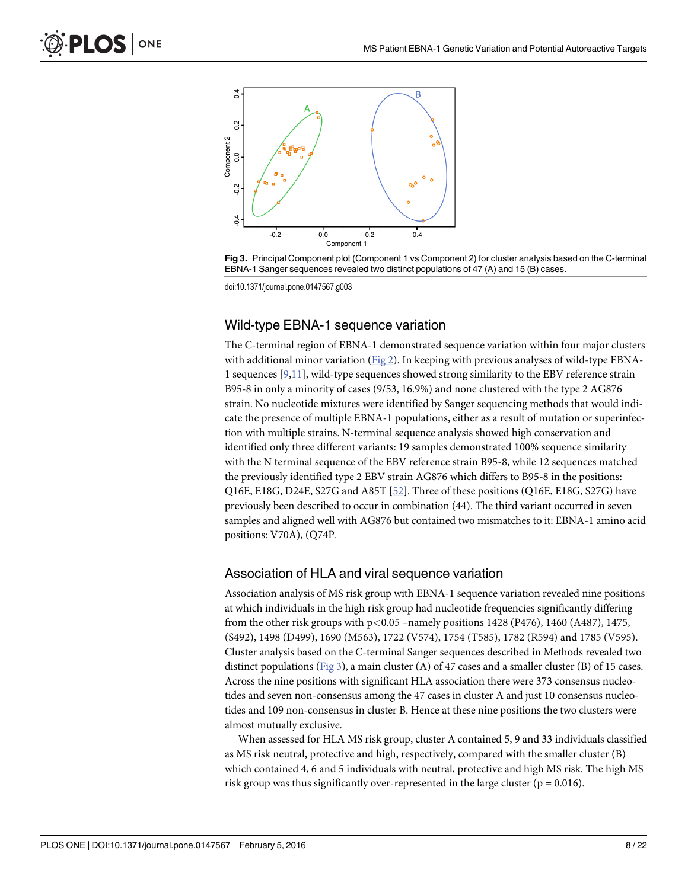**Fig 3.** Principal Component plot (Component 1 vs Component 2) for cluster analysis based on the C-terminal EBNA-1 Sanger sequences revealed two distinct populations of 47 (A) and 15 (B) cases.

doi:10.1371/journal.pone.0147567.g003

## Wild-type EBNA-1 sequence variation

The C-terminal region of EBNA-1 demonstrated sequence variation within four major clusters with additional minor variation (Fig 2). In keeping with previous analyses of wild-type EBNA-1 sequences [9,11], wild-type sequences showed strong similarity to the EBV reference strain B95-8 in only a minority of cases (9/53, 16.9%) and none clustered with the type 2 AG876 strain. No nucleotide mixtures were identified by Sanger sequencing methods that would indicate the presence of multiple EBNA-1 populations, either as a result of mutation or superinfection with multiple strains. N-terminal sequence analysis showed high conservation and identified only three different variants: 19 samples demonstrated 100% sequence similarity with the N terminal sequence of the EBV reference strain B95-8, while 12 sequences matched the previously identified type 2 EBV strain AG876 which differs to B95-8 in the positions: Q16E, E18G, D24E, S27G and A85T [52]. Three of these positions (Q16E, E18G, S27G) have previously been described to occur in combination (44). The third variant occurred in seven samples and aligned well with AG876 but contained two mismatches to it: EBNA-1 amino acid positions: V70A), (Q74P.

## Association of HLA and viral sequence variation

Association analysis of MS risk group with EBNA-1 sequence variation revealed nine positions at which individuals in the high risk group had nucleotide frequencies significantly differing from the other risk groups with $p<0.05$ –namely positions 1428 (P476), 1460 (A487), 1475, (S492), 1498 (D499), 1690 (M563), 1722 (V574), 1754 (T585), 1782 (R594) and 1785 (V595). Cluster analysis based on the C-terminal Sanger sequences described in Methods revealed two distinct populations (Fig 3), a main cluster (A) of 47 cases and a smaller cluster (B) of 15 cases. Across the nine positions with significant HLA association there were 373 consensus nucleotides and seven non-consensus among the 47 cases in cluster A and just 10 consensus nucleotides and 109 non-consensus in cluster B. Hence at these nine positions the two clusters were almost mutually exclusive.

When assessed for HLA MS risk group, cluster A contained 5, 9 and 33 individuals classified as MS risk neutral, protective and high, respectively, compared with the smaller cluster (B) which contained 4, 6 and 5 individuals with neutral, protective and high MS risk. The high MS risk group was thus significantly over-represented in the large cluster ($p = 0.016$).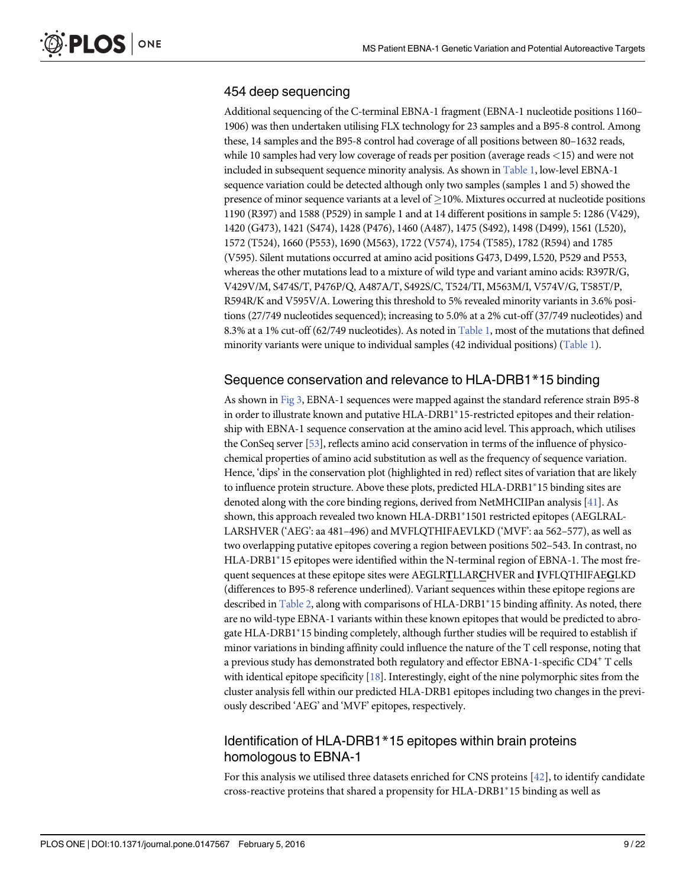## 454 deep sequencing

Additional sequencing of the C-terminal EBNA-1 fragment (EBNA-1 nucleotide positions 1160–1906) was then undertaken utilising FLX technology for 23 samples and a B95-8 control. Among these, 14 samples and the B95-8 control had coverage of all positions between 80–1632 reads, while 10 samples had very low coverage of reads per position (average reads <15) and were not included in subsequent sequence minority analysis. As shown in Table 1, low-level EBNA-1 sequence variation could be detected although only two samples (samples 1 and 5) showed the presence of minor sequence variants at a level of ≥10%. Mixtures occurred at nucleotide positions 1190 (R397) and 1588 (P529) in sample 1 and at 14 different positions in sample 5: 1286 (V429), 1420 (G473), 1421 (S474), 1428 (P476), 1460 (A487), 1475 (S492), 1498 (D499), 1561 (L520), 1572 (T524), 1660 (P553), 1690 (M563), 1722 (V574), 1754 (T585), 1782 (R594) and 1785 (V595). Silent mutations occurred at amino acid positions G473, D499, L520, P529 and P553, whereas the other mutations lead to a mixture of wild type and variant amino acids: R397R/G, V429V/M, S474S/T, P476P/Q, A487A/T, S492S/C, T524/TI, M563M/I, V574V/G, T585T/P, R594R/K and V595V/A. Lowering this threshold to 5% revealed minority variants in 3.6% positions (27/749 nucleotides sequenced); increasing to 5.0% at a 2% cut-off (37/749 nucleotides) and 8.3% at a 1% cut-off (62/749 nucleotides). As noted in Table 1, most of the mutations that defined minority variants were unique to individual samples (42 individual positions) (Table 1).

## Sequence conservation and relevance to HLA-DRB1*15 binding

As shown in Fig 3, EBNA-1 sequences were mapped against the standard reference strain B95-8 in order to illustrate known and putative HLA-DRB1*15-restricted epitopes and their relationship with EBNA-1 sequence conservation at the amino acid level. This approach, which utilises the ConSeq server [53], reflects amino acid conservation in terms of the influence of physico-chemical properties of amino acid substitution as well as the frequency of sequence variation. Hence, 'dips' in the conservation plot (highlighted in red) reflect sites of variation that are likely to influence protein structure. Above these plots, predicted HLA-DRB1*15 binding sites are denoted along with the core binding regions, derived from NetMHCIIPan analysis [41]. As shown, this approach revealed two known HLA-DRB1*1501 restricted epitopes (AEGLRALLARSHVER ('AEG': aa 481–496) and MVFLQTHIFAEVLKD ('MVF': aa 562–577), as well as two overlapping putative epitopes covering a region between positions 502–543. In contrast, no HLA-DRB1*15 epitopes were identified within the N-terminal region of EBNA-1. The most frequent sequences at these epitope sites were AEGLR**<u>T</u>**LLAR**<u>C</u>**HVER and **<u>I</u>**VFLQTHIFAE**<u>G</u>**LKD (differences to B95-8 reference underlined). Variant sequences within these epitope regions are described in Table 2, along with comparisons of HLA-DRB1*15 binding affinity. As noted, there are no wild-type EBNA-1 variants within these known epitopes that would be predicted to abrogate HLA-DRB1*15 binding completely, although further studies will be required to establish if minor variations in binding affinity could influence the nature of the T cell response, noting that a previous study has demonstrated both regulatory and effector EBNA-1-specific CD4+ T cells with identical epitope specificity [18]. Interestingly, eight of the nine polymorphic sites from the cluster analysis fell within our predicted HLA-DRB1 epitopes including two changes in the previously described 'AEG' and 'MVF' epitopes, respectively.

## Identification of HLA-DRB1*15 epitopes within brain proteins homologous to EBNA-1

For this analysis we utilised three datasets enriched for CNS proteins [42], to identify candidate cross-reactive proteins that shared a propensity for HLA-DRB1*15 binding as well as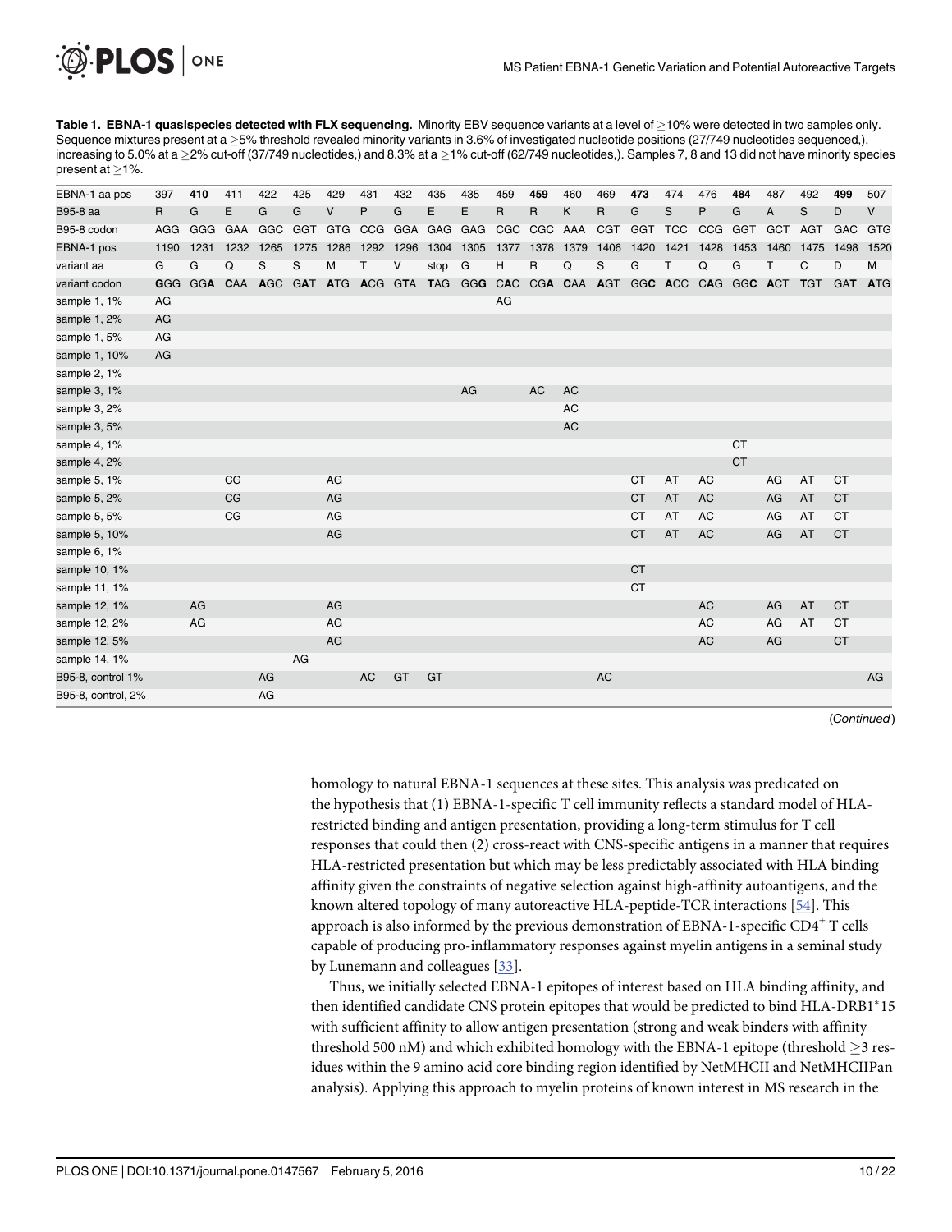**Table 1. EBNA-1 quasispecies detected with FLX sequencing.** Minority EBV sequence variants at a level of ≥10% were detected in two samples only. Sequence mixtures present at a ≥5% threshold revealed minority variants in 3.6% of investigated nucleotide positions (27/749 nucleotides sequenced,), increasing to 5.0% at a ≥2% cut-off (37/749 nucleotides,) and 8.3% at a ≥1% cut-off (62/749 nucleotides,). Samples 7, 8 and 13 did not have minority species present at ≥1%.

| EBNA-1 aa pos | 397 | **410** | 411 | 422 | 425 | 429 | 431 | 432 | 435 | 435 | 459 | **459** | 460 | 469 | **473** | 474 | 476 | **484** | 487 | 492 | **499** | 507 |
|---|---|---|---|---|---|---|---|---|---|---|---|---|---|---|---|---|---|---|---|---|---|---|
| B95-8 aa | R | G | E | G | G | V | P | G | E | E | R | R | K | R | G | S | P | G | A | S | D | V |
| B95-8 codon | AGG | GGG | GAA | GGC | GGT | GTG | CCG | GGA | GAG | GAG | CGC | CGC | AAA | CGT | GGT | TCC | CCG | GGT | GCT | AGT | GAC | GTG |
| EBNA-1 pos | 1190 | 1231 | 1232 | 1265 | 1275 | 1286 | 1292 | 1296 | 1304 | 1305 | 1377 | 1378 | 1379 | 1406 | 1420 | 1421 | 1428 | 1453 | 1460 | 1475 | 1498 | 1520 |
| variant aa | G | G | Q | S | S | M | T | V | stop | G | H | R | Q | S | G | T | Q | G | T | C | D | M |
| variant codon | **G**GG | GG**A** | **C**AA | **A**GC | G**A**T | **A**TG | **A**CG | G**T**A | **T**AG | GG**G** | CA**C** | CG**A** | **C**AA | A**G**T | GG**C** | **A**CC | C**A**G | GG**C** | **A**CT | **T**GT | GA**T** | **A**TG |
| sample 1, 1% | AG | | | | | | | | | | AG | | | | | | | | | | | |
| sample 1, 2% | AG | | | | | | | | | | | | | | | | | | | | | |
| sample 1, 5% | AG | | | | | | | | | | | | | | | | | | | | | |
| sample 1, 10% | AG | | | | | | | | | | | | | | | | | | | | | |
| sample 2, 1% | | | | | | | | | | | | | | | | | | | | | | |
| sample 3, 1% | | | | | | | | | | AG | | AC | AC | | | | | | | | | |
| sample 3, 2% | | | | | | | | | | | | | AC | | | | | | | | | |
| sample 3, 5% | | | | | | | | | | | | | AC | | | | | | | | | |
| sample 4, 1% | | | | | | | | | | | | | | | | | | CT | | | | |
| sample 4, 2% | | | | | | | | | | | | | | | | | | CT | | | | |
| sample 5, 1% | | | CG | | | AG | | | | | | | | | CT | AT | AC | | AG | AT | CT | |
| sample 5, 2% | | | CG | | | AG | | | | | | | | | CT | AT | AC | | AG | AT | CT | |
| sample 5, 5% | | | CG | | | AG | | | | | | | | | CT | AT | AC | | AG | AT | CT | |
| sample 5, 10% | | | | | | AG | | | | | | | | | CT | AT | AC | | AG | AT | CT | |
| sample 6, 1% | | | | | | | | | | | | | | | | | | | | | | |
| sample 10, 1% | | | | | | | | | | | | | | | CT | | | | | | | |
| sample 11, 1% | | | | | | | | | | | | | | | CT | | | | | | | |
| sample 12, 1% | | AG | | | | AG | | | | | | | | | | | AC | | AG | AT | CT | |
| sample 12, 2% | | AG | | | | AG | | | | | | | | | | | AC | | AG | AT | CT | |
| sample 12, 5% | | | | | | AG | | | | | | | | | | | AC | | AG | | CT | |
| sample 14, 1% | | | | | AG | | | | | | | | | | | | | | | | | |
| B95-8, control 1% | | | | AG | | | AC | GT | GT | | | | | AC | | | | | | | | AG |
| B95-8, control 2% | | | | AG | | | | | | | | | | | | | | | | | | |

(Continued)

homology to natural EBNA-1 sequences at these sites. This analysis was predicated on the hypothesis that (1) EBNA-1-specific T cell immunity reflects a standard model of HLA-restricted binding and antigen presentation, providing a long-term stimulus for T cell responses that could then (2) cross-react with CNS-specific antigens in a manner that requires HLA-restricted presentation but which may be less predictably associated with HLA binding affinity given the constraints of negative selection against high-affinity autoantigens, and the known altered topology of many autoreactive HLA-peptide-TCR interactions [54]. This approach is also informed by the previous demonstration of EBNA-1-specific CD4[+] T cells capable of producing pro-inflammatory responses against myelin antigens in a seminal study by Lunemann and colleagues [33].

Thus, we initially selected EBNA-1 epitopes of interest based on HLA binding affinity, and then identified candidate CNS protein epitopes that would be predicted to bind HLA-DRB1*15 with sufficient affinity to allow antigen presentation (strong and weak binders with affinity threshold 500 nM) and which exhibited homology with the EBNA-1 epitope (threshold ≥3 residues within the 9 amino acid core binding region identified by NetMHCII and NetMHCIIPan analysis). Applying this approach to myelin proteins of known interest in MS research in the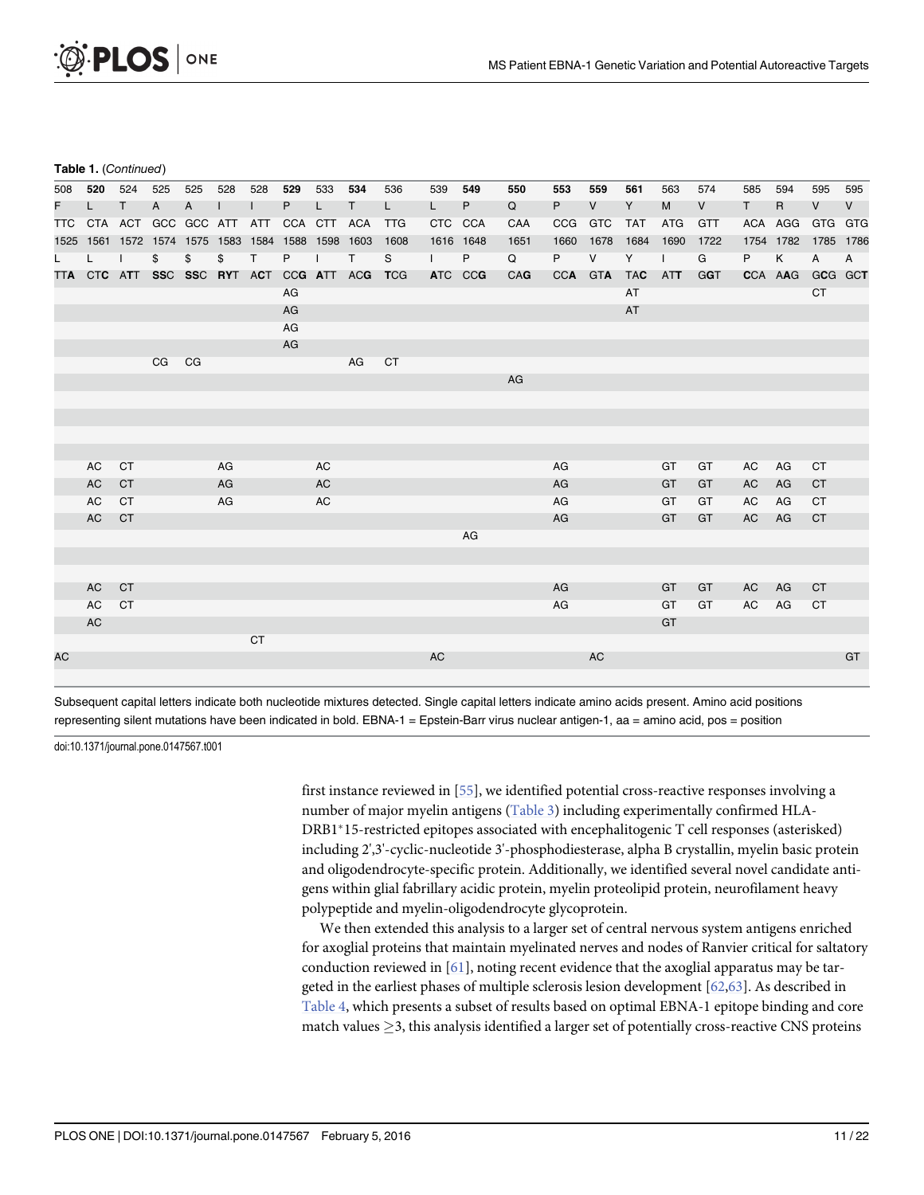**Table 1.** (Continued)

| 508 | **520** | 524 | 525 | 525 | 528 | 528 | **529** | 533 | **534** | 536 | 539 | **549** | **550** | **553** | **559** | **561** | 563 | 574 | 585 | 594 | 595 | 595 |
|---|---|---|---|---|---|---|---|---|---|---|---|---|---|---|---|---|---|---|---|---|---|---|
| F | L | T | A | A | I | I | P | L | T | L | L | P | Q | P | V | Y | M | V | T | R | V | V |
| TTC | CTA | ACT | GCC | GCC | ATT | ATT | CCA | CTT | ACA | TTG | CTC | CCA | CAA | CCG | GTC | TAT | ATG | GTT | ACA | AGG | GTG | GTG |
| 1525 | 1561 | 1572 | 1574 | 1575 | 1583 | 1584 | 1588 | 1598 | 1603 | 1608 | 1616 | 1648 | 1651 | 1660 | 1678 | 1684 | 1690 | 1722 | 1754 | 1782 | 1785 | 1786 |
| L | L | I | $ | $ | $ | T | P | I | T | S | I | P | Q | P | V | Y | I | G | P | K | A | A |
| TT**A** | CT**C** | **A**TT | **S**SC | S**S**C | **RY**T | A**C**T | CC**G** | **A**TT | AC**G** | **T**CG | **A**TC | CC**G** | CA**G** | CC**A** | GT**A** | TA**C** | AT**T** | G**G**T | **C**CA | A**A**G | G**C**G | GC**T** |
| | | | | | | | AG | | | | | | | | | AT | | | | | CT | |
| | | | | | | | AG | | | | | | | | | AT | | | | | | |
| | | | | | | | AG | | | | | | | | | | | | | | | |
| | | | | | | | AG | | | | | | | | | | | | | | | |
| | | | CG | CG | | | | | AG | CT | | | | | | | | | | | | |
| | | | | | | | | | | | | | AG | | | | | | | | | |
| | | | | | | | | | | | | | | | | | | | | | | |
| | | | | | | | | | | | | | | | | | | | | | | |
| | | | | | | | | | | | | | | | | | | | | | | |
| | | | | | | | | | | | | | | | | | | | | | | |
| | AC | CT | | | AG | | | AC | | | | | | AG | | | GT | GT | AC | AG | CT | |
| | AC | CT | | | AG | | | AC | | | | | | AG | | | GT | GT | AC | AG | CT | |
| | AC | CT | | | AG | | | AC | | | | | | AG | | | GT | GT | AC | AG | CT | |
| | AC | CT | | | | | | | | | | | | AG | | | GT | GT | AC | AG | CT | |
| | | | | | | | | | | | | AG | | | | | | | | | | |
| | | | | | | | | | | | | | | | | | | | | | | |
| | | | | | | | | | | | | | | | | | | | | | | |
| | AC | CT | | | | | | | | | | | | AG | | | GT | GT | AC | AG | CT | |
| | AC | CT | | | | | | | | | | | | AG | | | GT | GT | AC | AG | CT | |
| | AC | | | | | | | | | | | | | | | | GT | | | | | |
| | | | | | | CT | | | | | | | | | | | | | | | | |
| AC | | | | | | | | | | | AC | | | | AC | | | | | | | GT |
| | | | | | | | | | | | | | | | | | | | | | | |

Subsequent capital letters indicate both nucleotide mixtures detected. Single capital letters indicate amino acids present. Amino acid positions representing silent mutations have been indicated in bold. EBNA-1 = Epstein-Barr virus nuclear antigen-1, aa = amino acid, pos = position

doi:10.1371/journal.pone.0147567.t001

first instance reviewed in [55], we identified potential cross-reactive responses involving a number of major myelin antigens (Table 3) including experimentally confirmed HLA-DRB1*15-restricted epitopes associated with encephalitogenic T cell responses (asterisked) including 2',3'-cyclic-nucleotide 3'-phosphodiesterase, alpha B crystallin, myelin basic protein and oligodendrocyte-specific protein. Additionally, we identified several novel candidate antigens within glial fabrillary acidic protein, myelin proteolipid protein, neurofilament heavy polypeptide and myelin-oligodendrocyte glycoprotein.

We then extended this analysis to a larger set of central nervous system antigens enriched for axoglial proteins that maintain myelinated nerves and nodes of Ranvier critical for saltatory conduction reviewed in [61], noting recent evidence that the axoglial apparatus may be targeted in the earliest phases of multiple sclerosis lesion development [62,63]. As described in Table 4, which presents a subset of results based on optimal EBNA-1 epitope binding and core match values ≥3, this analysis identified a larger set of potentially cross-reactive CNS proteins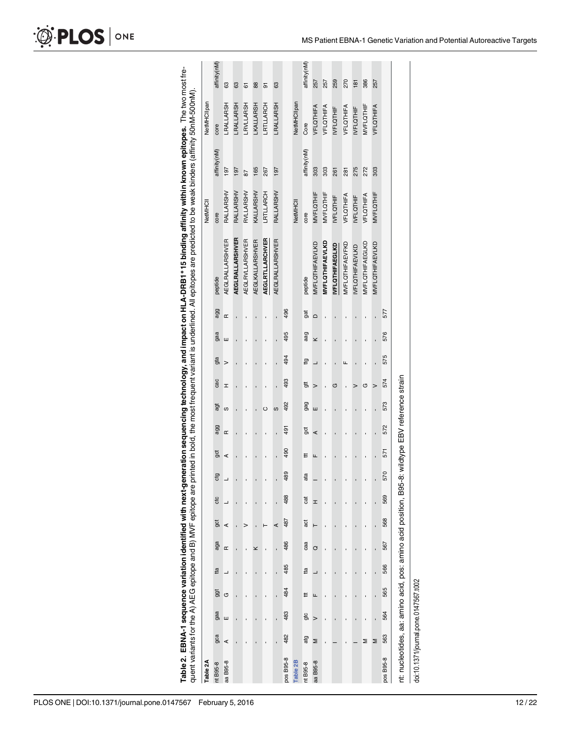**Table 2. EBNA-1 sequence variation identified with next-generation sequencing technology, and impact on HLA-DRB1*15 binding affinity within known epitopes.** The two most frequent variants for the A) AEG epitope and B) MVF epitope are printed in bold, the most frequent variant is underlined. All epitopes are predicted to be weak binders (affinity 50nM-500nM).

**Table 2A**

| nt B95-8 | gca | gaa | ggt | tta | aga | gct | ctc | ctg | gct | agg | agt | cac | gta | gaa | agg | | NetMHCII | | NetMHCIIpan | |
|---|---|---|---|---|---|---|---|---|---|---|---|---|---|---|---|---|---|---|---|---|
| aa B95-8 | A | E | G | L | R | A | L | L | A | R | S | H | V | E | R | peptide | core | affinity(nM) | core | affinity(nM) |
| | A | E | G | L | R | A | L | L | A | R | S | H | V | E | R | AEGLRALLARSHVER | RALLARSHV | 197 | LRALLARSH | 63 |
| | . | . | . | . | . | . | . | . | . | . | . | . | . | . | . | **AEGLRALLARSHVER** | RALLARSHV | 197 | LRALLARSH | 63 |
| | . | . | . | . | . | V | . | . | . | . | . | . | . | . | . | AEGLRVLLARSHVER | RVLLARSHV | 87 | LRVLLARSH | 61 |
| | . | . | . | . | K | . | . | . | . | . | . | . | . | . | . | AEGLKALLARSHVER | KALLARSHV | 165 | LKALLARSH | 88 |
| | . | . | . | . | . | T | . | . | . | . | C | . | . | . | . | **AEGLRTLLARCHVER** | LRTLLARCH | 267 | LRTLLARCH | 91 |
| | . | . | . | . | . | A | . | . | . | . | S | . | . | . | . | AEGLRALLARSHVER | RALLARSHV | 197 | LRALLARSH | 63 |
| pos B95-8 | 482 | 483 | 484 | 485 | 486 | 487 | 488 | 489 | 490 | 491 | 492 | 493 | 494 | 495 | 496 | | | | | |

**Table 2B**

| nt B95-8 | atg | gtc | ttt | tta | caa | act | cat | ata | ttt | gct | gag | gtt | ttg | aag | gat | | NetMHCII | | NetMHCIIpan | |
|---|---|---|---|---|---|---|---|---|---|---|---|---|---|---|---|---|---|---|---|---|
| aa B95-8 | M | V | F | L | Q | T | H | I | F | A | E | V | L | K | D | peptide | core | affinity(nM) | Core | affinity(nM) |
| | M | V | F | L | Q | T | H | I | F | A | E | V | L | K | D | MVFLQTHIFAEVLKD | MVFLQTHIF | 303 | VFLQTHIFA | 257 |
| | . | . | . | . | . | . | . | . | . | . | . | . | . | . | . | **MVFLQTHIFAEVLKD** | MVFLQTHIF | 303 | VFLQTHIFA | 257 |
| | I | . | . | . | . | . | . | . | . | . | . | G | . | . | . | **IVFLQTHIFAEGLKD** | IVFLQTHIF | 261 | IVFLQTHIF | 259 |
| | . | . | . | . | . | . | . | . | . | . | . | . | F | . | . | MVFLQTHIFAEVFKD | VFLQTHIFA | 281 | VFLQTHIFA | 270 |
| | I | . | . | . | . | . | . | . | . | . | . | V | . | . | . | IVFLQTHIFAEVLKD | IVFLQTHIF | 275 | IVFLQTHIF | 181 |
| | M | . | . | . | . | . | . | . | . | . | . | G | . | . | . | MVFLQTHIFAEGLKD | VFLQTHIFA | 272 | MVFLQTHIF | 386 |
| | M | . | . | . | . | . | . | . | . | . | . | V | . | . | . | MVFLQTHIFAEVLKD | MVFLQTHIF | 303 | VFLQTHIFA | 257 |
| pos B95-8 | 563 | 564 | 565 | 566 | 567 | 568 | 569 | 570 | 571 | 572 | 573 | 574 | 575 | 576 | 577 | | | | | |

nt: nucleotides, aa: amino acid, pos: amino acid position, B95-8: wildtype EBV reference strain

doi:10.1371/journal.pone.0147567.t002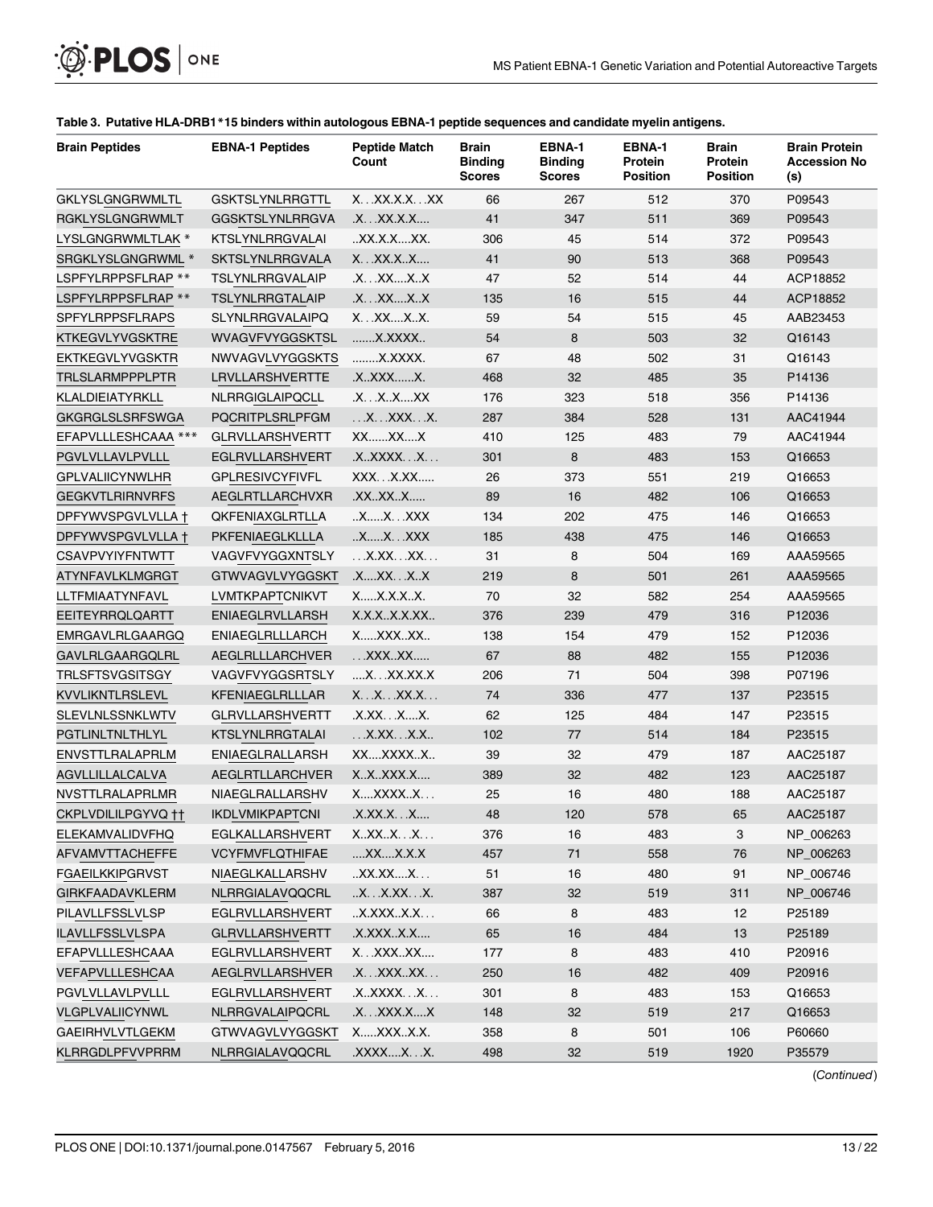**Table 3. Putative HLA-DRB1*15 binders within autologous EBNA-1 peptide sequences and candidate myelin antigens.**

| Brain Peptides | EBNA-1 Peptides | Peptide Match Count | Brain Binding Scores | EBNA-1 Binding Scores | EBNA-1 Protein Position | Brain Protein Position | Brain Protein Accession No (s) |
|---|---|---|---|---|---|---|---|
| GKLYSLGNGRWMLTL | GSKTSLYNLRRGTTL | X. . .XX.X.X. . .XX | 66 | 267 | 512 | 370 | P09543 |
| RGKLYSLGNGRWMLT | GGSKTSLYNLRRGVA | .X. . .XX.X.X.... | 41 | 347 | 511 | 369 | P09543 |
| LYSLGNGRWMLTLAK * | KTSLYNLRRGVALAI | ..XX.X.X....XX. | 306 | 45 | 514 | 372 | P09543 |
| SRGKLYSLGNGRWML * | SKTSLYNLRRGVALA | X. . .XX.X..X.... | 41 | 90 | 513 | 368 | P09543 |
| LSPFYLRPPSFLRAP ** | TSLYNLRRGVALAIP | .X. . .XX....X..X | 47 | 52 | 514 | 44 | ACP18852 |
| LSPFYLRPPSFLRAP ** | TSLYNLRRGTALAIP | .X. . .XX....X..X | 135 | 16 | 515 | 44 | ACP18852 |
| SPFYLRPPSFLRAPS | SLYNLRRGVALAIPQ | X. . .XX....X..X. | 59 | 54 | 515 | 45 | AAB23453 |
| KTKEGVLYVGSKTRE | WVAGVFVYGGSKTSL | .......X.XXXX.. | 54 | 8 | 503 | 32 | Q16143 |
| EKTKEGVLYVGSKTR | NWVAGVLVYGGSKTS | ........X.XXXX. | 67 | 48 | 502 | 31 | Q16143 |
| TRLSLARMPPPLPTR | LRVLLARSHVERTTE | .X..XXX......X. | 468 | 32 | 485 | 35 | P14136 |
| KLALDIEIATYRKLL | NLRRGIGLAIPQCLL | .X. . .X..X....XX | 176 | 323 | 518 | 356 | P14136 |
| GKGRGLSLSRFSWGA | PQCRITPLSRLPFGM | . . .X. . .XXX. . .X. | 287 | 384 | 528 | 131 | AAC41944 |
| EFAPVLLLESHCAAA *** | GLRVLLARSHVERTT | XX......XX....X | 410 | 125 | 483 | 79 | AAC41944 |
| PGVLVLLAVLPVLLL | EGLRVLLARSHVERT | .X..XXXX. . .X. . . | 301 | 8 | 483 | 153 | Q16653 |
| GPLVALIICYNWLHR | GPLRESIVCYFIVFL | XXX. . .X.XX..... | 26 | 373 | 551 | 219 | Q16653 |
| GEGKVTLRIRNVRFS | AEGLRTLLARCHVXR | .XX..XX..X..... | 89 | 16 | 482 | 106 | Q16653 |
| DPFYWVSPGVLVLLA † | QKFENIAXGLRTLLA | ..X.....X. . .XXX | 134 | 202 | 475 | 146 | Q16653 |
| DPFYWVSPGVLVLLA † | PKFENIAEGLKLLLA | ..X.....X. . .XXX | 185 | 438 | 475 | 146 | Q16653 |
| CSAVPVYIYFNTWTT | VAGVFVYGGXNTSLY | . . .X.XX. . .XX. . . | 31 | 8 | 504 | 169 | AAA59565 |
| ATYNFAVLKLMGRGT | GTWVAGVLVYGGSKT | .X....XX. . .X..X | 219 | 8 | 501 | 261 | AAA59565 |
| LLTFMIAATYNFAVL | LVMTKPAPTCNIKVT | X.....X.X.X..X. | 70 | 32 | 582 | 254 | AAA59565 |
| EEITEYRRQLQARTT | ENIAEGLRVLLARSH | X.X.X..X.X.XX.. | 376 | 239 | 479 | 316 | P12036 |
| EMRGAVLRLGAARGQ | ENIAEGLRLLLARCH | X.....XXX..XX.. | 138 | 154 | 479 | 152 | P12036 |
| GAVLRLGAARGQLRL | AEGLRLLLARCHVER | . . .XXX..XX..... | 67 | 88 | 482 | 155 | P12036 |
| TRLSFTSVGSITSGY | VAGVFVYGGSRTSLY | ....X. . .XX.XX.X | 206 | 71 | 504 | 398 | P07196 |
| KVVLIKNTLRSLEVL | KFENIAEGLRLLLAR | X. . .X. . .XX.X. . . | 74 | 336 | 477 | 137 | P23515 |
| SLEVLNLSSNKLWTV | GLRVLLARSHVERTT | .X.XX. . .X....X. | 62 | 125 | 484 | 147 | P23515 |
| PGTLINLTNLTHLYL | KTSLYNLRRGTALAI | . . .X.XX. . .X.X.. | 102 | 77 | 514 | 184 | P23515 |
| ENVSTTLRALAPRLM | ENIAEGLRALLARSH | XX....XXXX..X.. | 39 | 32 | 479 | 187 | AAC25187 |
| AGVLLILLALCALVA | AEGLRTLLARCHVER | X..X..XXX.X.... | 389 | 32 | 482 | 123 | AAC25187 |
| NVSTTLRALAPRLMR | NIAEGLRALLARSHV | X....XXXX..X. . . | 25 | 16 | 480 | 188 | AAC25187 |
| CKPLVDILILPGYVQ †† | IKDLVMIKPAPTCNI | .X.XX.X. . .X.... | 48 | 120 | 578 | 65 | AAC25187 |
| ELEKAMVALIDVFHQ | EGLKALLARSHVERT | X..XX..X. . .X. . . | 376 | 16 | 483 | 3 | NP_006263 |
| AFVAMVTTACHEFFE | VCYFMVFLQTHIFAE | ....XX....X.X.X | 457 | 71 | 558 | 76 | NP_006263 |
| FGAEILKKIPGRVST | NIAEGLKALLARSHV | ..XX.XX....X. . . | 51 | 16 | 480 | 91 | NP_006746 |
| GIRKFAADAVKLERM | NLRRGIALAVQQCRL | ..X. . .X.XX. . .X. | 387 | 32 | 519 | 311 | NP_006746 |
| PILAVLLFSSLVLSP | EGLRVLLARSHVERT | ..X.XXX..X.X. . . | 66 | 8 | 483 | 12 | P25189 |
| ILAVLLFSSLVLSPA | GLRVLLARSHVERTT | .X.XXX..X.X.... | 65 | 16 | 484 | 13 | P25189 |
| EFAPVLLLESHCAAA | EGLRVLLARSHVERT | X. . .XXX..XX.... | 177 | 8 | 483 | 410 | P20916 |
| VEFAPVLLLESHCAA | AEGLRVLLARSHVER | .X. . .XXX..XX. . . | 250 | 16 | 482 | 409 | P20916 |
| PGVLVLLAVLPVLLL | EGLRVLLARSHVERT | .X..XXXX. . .X. . . | 301 | 8 | 483 | 153 | Q16653 |
| VLGPLVALIICYNWL | NLRRGVALAIPQCRL | .X. . .XXX.X....X | 148 | 32 | 519 | 217 | Q16653 |
| GAEIRHVLVTLGEKM | GTWVAGVLVYGGSKT | X.....XXX..X.X. | 358 | 8 | 501 | 106 | P60660 |
| KLRRGDLPFVVPRRM | NLRRGIALAVQQCRL | .XXXX....X. . .X. | 498 | 32 | 519 | 1920 | P35579 |

(Continued)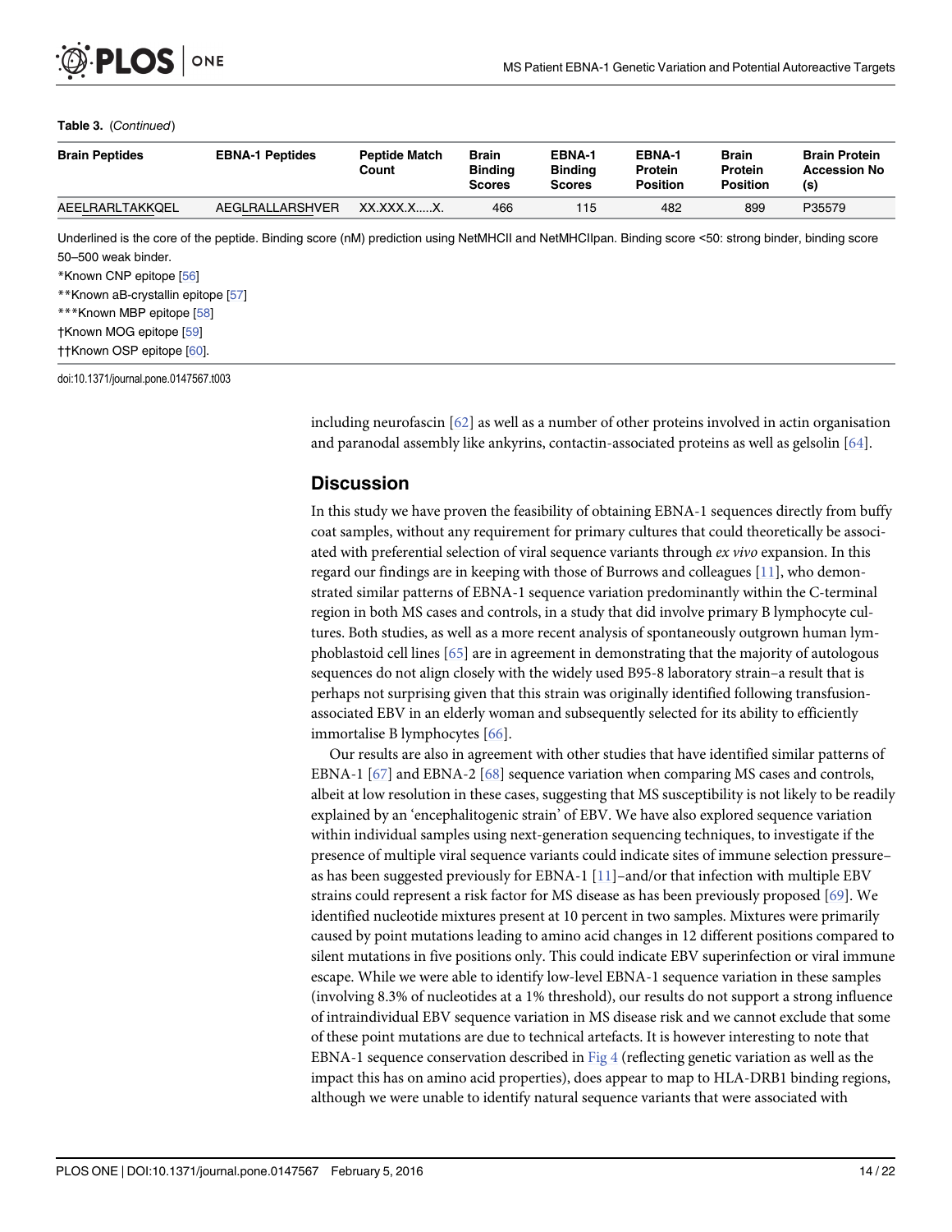**Table 3.** (*Continued*)

| Brain Peptides | EBNA-1 Peptides | Peptide Match Count | Brain Binding Scores | EBNA-1 Binding Scores | EBNA-1 Protein Position | Brain Protein Position | Brain Protein Accession No (s) |
|---|---|---|---|---|---|---|---|
| AEELRARLTAKKQEL | AEGLRALLARSHVER | XX.XXX.X.....X. | 466 | 115 | 482 | 899 | P35579 |

Underlined is the core of the peptide. Binding score (nM) prediction using NetMHCII and NetMHCIIpan. Binding score <50: strong binder, binding score 50–500 weak binder.

*Known CNP epitope [56]

**Known aB-crystallin epitope [57]

***Known MBP epitope [58]

†Known MOG epitope [59]

††Known OSP epitope [60].

doi:10.1371/journal.pone.0147567.t003

including neurofascin [62] as well as a number of other proteins involved in actin organisation and paranodal assembly like ankyrins, contactin-associated proteins as well as gelsolin [64].

## Discussion

In this study we have proven the feasibility of obtaining EBNA-1 sequences directly from buffy coat samples, without any requirement for primary cultures that could theoretically be associated with preferential selection of viral sequence variants through *ex vivo* expansion. In this regard our findings are in keeping with those of Burrows and colleagues [11], who demonstrated similar patterns of EBNA-1 sequence variation predominantly within the C-terminal region in both MS cases and controls, in a study that did involve primary B lymphocyte cultures. Both studies, as well as a more recent analysis of spontaneously outgrown human lymphoblastoid cell lines [65] are in agreement in demonstrating that the majority of autologous sequences do not align closely with the widely used B95-8 laboratory strain–a result that is perhaps not surprising given that this strain was originally identified following transfusion-associated EBV in an elderly woman and subsequently selected for its ability to efficiently immortalise B lymphocytes [66].

Our results are also in agreement with other studies that have identified similar patterns of EBNA-1 [67] and EBNA-2 [68] sequence variation when comparing MS cases and controls, albeit at low resolution in these cases, suggesting that MS susceptibility is not likely to be readily explained by an 'encephalitogenic strain' of EBV. We have also explored sequence variation within individual samples using next-generation sequencing techniques, to investigate if the presence of multiple viral sequence variants could indicate sites of immune selection pressure–as has been suggested previously for EBNA-1 [11]–and/or that infection with multiple EBV strains could represent a risk factor for MS disease as has been previously proposed [69]. We identified nucleotide mixtures present at 10 percent in two samples. Mixtures were primarily caused by point mutations leading to amino acid changes in 12 different positions compared to silent mutations in five positions only. This could indicate EBV superinfection or viral immune escape. While we were able to identify low-level EBNA-1 sequence variation in these samples (involving 8.3% of nucleotides at a 1% threshold), our results do not support a strong influence of intraindividual EBV sequence variation in MS disease risk and we cannot exclude that some of these point mutations are due to technical artefacts. It is however interesting to note that EBNA-1 sequence conservation described in Fig 4 (reflecting genetic variation as well as the impact this has on amino acid properties), does appear to map to HLA-DRB1 binding regions, although we were unable to identify natural sequence variants that were associated with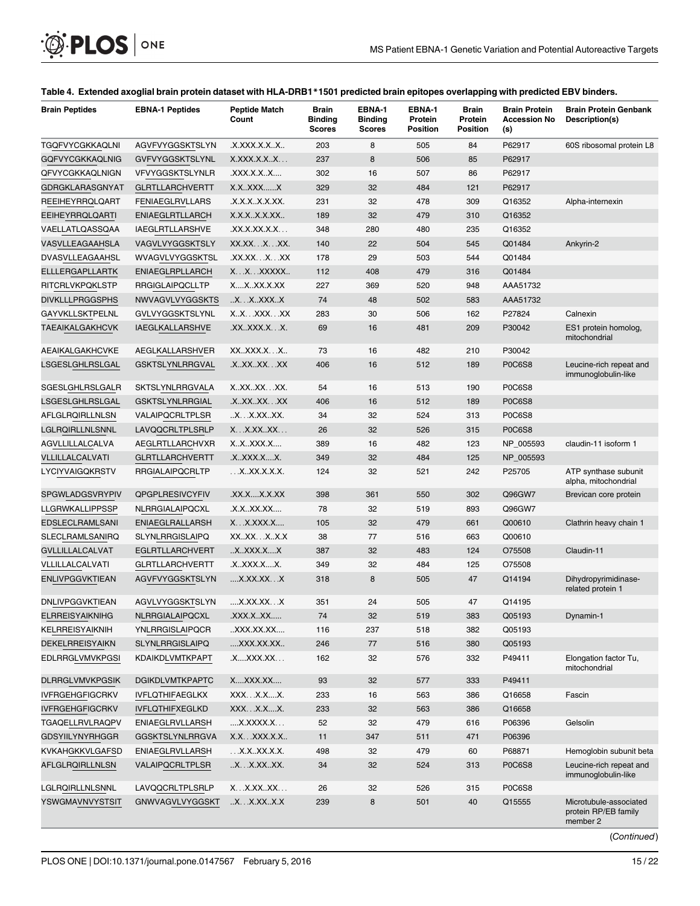**Table 4. Extended axoglial brain protein dataset with HLA-DRB1*1501 predicted brain epitopes overlapping with predicted EBV binders.**

| Brain Peptides | EBNA-1 Peptides | Peptide Match Count | Brain Binding Scores | EBNA-1 Binding Scores | EBNA-1 Protein Position | Brain Protein Position | Brain Protein Accession No (s) | Brain Protein Genbank Description(s) |
|---|---|---|---|---|---|---|---|---|
| TGQFVYCGKKAQLNI | AGVFVYGGSKTSLYN | .X.XXX.X.X..X.. | 203 | 8 | 505 | 84 | P62917 | 60S ribosomal protein L8 |
| GQFVYCGKKAQLNIG | GVFVYGGSKTSLYNL | X.XXX.X.X..X... | 237 | 8 | 506 | 85 | P62917 | |
| QFVYCGKKAQLNIGN | VFVYGGSKTSLYNLR | .XXX.X.X..X.... | 302 | 16 | 507 | 86 | P62917 | |
| GDRGKLARASGNYAT | GLRTLLARCHVERTT | X.X..XXX......X | 329 | 32 | 484 | 121 | P62917 | |
| REEIHEYRRQLQART | FENIAEGLRVLLARS | .X.X.X..X.X.XX. | 231 | 32 | 478 | 309 | Q16352 | Alpha-internexin |
| EEIHEYRRQLQARTI | ENIAEGLRTLLARCH | X.X.X..X.X.XX.. | 189 | 32 | 479 | 310 | Q16352 | |
| VAELLATLQASSQAA | IAEGLRTLLARSHVE | .XX.X.XX.X.X... | 348 | 280 | 480 | 235 | Q16352 | |
| VASVLLEAGAAHSLA | VAGVLVYGGSKTSLY | XX.XX...X...XX. | 140 | 22 | 504 | 545 | Q01484 | Ankyrin-2 |
| DVASVLLEAGAAHSL | WVAGVLVYGGSKTSL | .XX.XX...X...XX | 178 | 29 | 503 | 544 | Q01484 | |
| ELLLERGAPLLARTK | ENIAEGLRPLLARCH | X...X...XXXXX.. | 112 | 408 | 479 | 316 | Q01484 | |
| RITCRLVKPQKLSTP | RRGIGLAIPQCLLTP | X....X..XX.X.XX | 227 | 369 | 520 | 948 | AAA51732 | |
| DIVKLLLPRGGSPHS | NWVAGVLVYGGSKTS | ..X...X..XXX..X | 74 | 48 | 502 | 583 | AAA51732 | |
| GAYVKLLSKTPELNL | GVLVYGGSKTSLYNL | X..X...XXX...XX | 283 | 30 | 506 | 162 | P27824 | Calnexin |
| TAEAIKALGAKHCVK | IAEGLKALLARSHVE | .XX..XXX.X...X. | 69 | 16 | 481 | 209 | P30042 | ES1 protein homolog, mitochondrial |
| AEAIKALGAKHCVKE | AEGLKALLARSHVER | XX..XXX.X...X.. | 73 | 16 | 482 | 210 | P30042 | |
| LSGESLGHLRSLGAL | GSKTSLYNLRRGVAL | .X..XX..XX...XX | 406 | 16 | 512 | 189 | P0C6S8 | Leucine-rich repeat and immunoglobulin-like |
| SGESLGHLRSLGALR | SKTSLYNLRRGVALA | X..XX..XX...XX. | 54 | 16 | 513 | 190 | P0C6S8 | |
| LSGESLGHLRSLGAL | GSKTSLYNLRRGIAL | .X..XX..XX...XX | 406 | 16 | 512 | 189 | P0C6S8 | |
| AFLGLRQIRLLNLSN | VALAIPQCRLTPLSR | ..X...X.XX..XX. | 34 | 32 | 524 | 313 | P0C6S8 | |
| LGLRQIRLLNLSNNL | LAVQQCRLTPLSRLP | X...X.XX..XX... | 26 | 32 | 526 | 315 | P0C6S8 | |
| AGVLLILLALCALVA | AEGLRTLLARCHVXR | X..X..XXX.X.... | 389 | 16 | 482 | 123 | NP_005593 | claudin-11 isoform 1 |
| VLLILLALCALVATI | GLRTLLARCHVERTT | .X..XXX.X....X. | 349 | 32 | 484 | 125 | NP_005593 | |
| LYCIYVAIGQKRSTV | RRGIALAIPQCRLTP | ...X..XX.X.X.X. | 124 | 32 | 521 | 242 | P25705 | ATP synthase subunit alpha, mitochondrial |
| SPGWLADGSVRYPIV | QPGPLRESIVCYFIV | .XX.X....X.X.XX | 398 | 361 | 550 | 302 | Q96GW7 | Brevican core protein |
| LLGRWKALLIPPSSP | NLRRGIALAIPQCXL | .X.X..XX.XX.... | 78 | 32 | 519 | 893 | Q96GW7 | |
| EDSLECLRAMLSANI | ENIAEGLRALLARSH | X...X.XXX.X.... | 105 | 32 | 479 | 661 | Q00610 | Clathrin heavy chain 1 |
| SLECLRAMLSANIRQ | SLYNLRRGISLAIPQ | XX..XX...X..X.X | 38 | 77 | 516 | 663 | Q00610 | |
| GVLLILLALCALVAT | EGLRTLLARCHVERT | ..X..XXX.X....X | 387 | 32 | 483 | 124 | O75508 | Claudin-11 |
| VLLILLALCALVATI | GLRTLLARCHVERTT | .X..XXX.X....X. | 349 | 32 | 484 | 125 | O75508 | |
| ENLIVPGGVKTIEAN | AGVFVYGGSKTSLYN | ....X.XX.XX...X | 318 | 8 | 505 | 47 | Q14194 | Dihydropyrimidinase-related protein 1 |
| DNLIVPGGVKTIEAN | AGVLVYGGSKTSLYN | ....X.XX.XX...X | 351 | 24 | 505 | 47 | Q14195 | |
| ELRREISYAIKNIHG | NLRRGIALAIPQCXL | .XXX.X..XX..... | 74 | 32 | 519 | 383 | Q05193 | Dynamin-1 |
| KELRREISYAIKNIH | YNLRRGISLAIPQCR | ..XXX.XX.XX.... | 116 | 237 | 518 | 382 | Q05193 | |
| DEKELRREISYAIKN | SLYNLRRGISLAIPQ | ....XXX.XX.XX.. | 246 | 77 | 516 | 380 | Q05193 | |
| EDLRRGLVMVKPGSI | KDAIKDLVMTKPAPT | .X....XXX.XX... | 162 | 32 | 576 | 332 | P49411 | Elongation factor Tu, mitochondrial |
| DLRRGLVMVKPGSIK | DGIKDLVMTKPAPTC | X....XXX.XX.... | 93 | 32 | 577 | 333 | P49411 | |
| IVFRGEHGFIGCRKV | IVFLQTHIFAEGLKX | XXX...X.X....X. | 233 | 16 | 563 | 386 | Q16658 | Fascin |
| IVFRGEHGFIGCRKV | IVFLQTHIFXEGLKD | XXX...X.X....X. | 233 | 32 | 563 | 386 | Q16658 | |
| TGAQELLRVLRAQPV | ENIAEGLRVLLARSH | ....X.XXXX.X... | 52 | 32 | 479 | 616 | P06396 | Gelsolin |
| GDSYIILYNYRHGGR | GGSKTSLYNLRRGVA | X.X...XXX.X.X.. | 11 | 347 | 511 | 471 | P06396 | |
| KVKAHGKKVLGAFSD | ENIAEGLRVLLARSH | ...X.X..XX.X.X. | 498 | 32 | 479 | 60 | P68871 | Hemoglobin subunit beta |
| AFLGLRQIRLLNLSN | VALAIPQCRLTPLSR | ..X...X.XX..XX. | 34 | 32 | 524 | 313 | P0C6S8 | Leucine-rich repeat and immunoglobulin-like |
| LGLRQIRLLNLSNNL | LAVQQCRLTPLSRLP | X...X.XX..XX... | 26 | 32 | 526 | 315 | P0C6S8 | |
| YSWGMAVNVYSTSIT | GNWVAGVLVYGGSKT | ..X...X.XX..X.X | 239 | 8 | 501 | 40 | Q15555 | Microtubule-associated protein RP/EB family member 2 |

(Continued)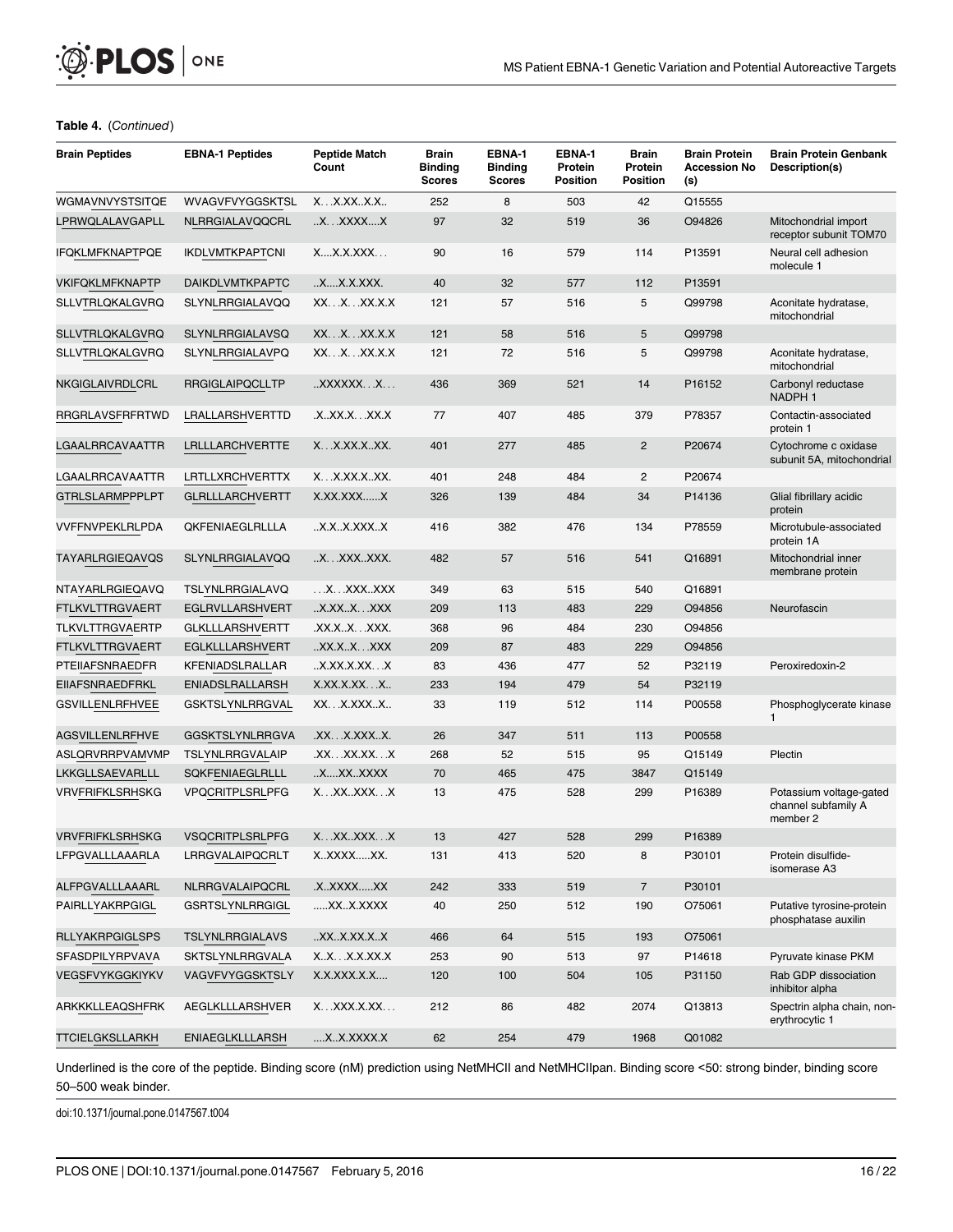**Table 4.** (*Continued*)

| Brain Peptides | EBNA-1 Peptides | Peptide Match Count | Brain Binding Scores | EBNA-1 Binding Scores | EBNA-1 Protein Position | Brain Protein Position | Brain Protein Accession No (s) | Brain Protein Genbank Description(s) |
|---|---|---|---|---|---|---|---|---|
| WGMAVNVYSTSITQE | WVAGVFVYGGSKTSL | X. . .X.XX..X.X.. | 252 | 8 | 503 | 42 | Q15555 | |
| LPRWQLALAVGAPLL | NLRRGIALAVQQCRL | ..X. . .XXXX....X | 97 | 32 | 519 | 36 | O94826 | Mitochondrial import receptor subunit TOM70 |
| IFQKLMFKNAPTPQE | IKDLVMTKPAPTCNI | X....X.X.XXX. . . | 90 | 16 | 579 | 114 | P13591 | Neural cell adhesion molecule 1 |
| VKIFQKLMFKNAPTP | DAIKDLVMTKPAPTC | ..X....X.X.XXX. | 40 | 32 | 577 | 112 | P13591 | |
| SLLVTRLQKALGVRQ | SLYNLRRGIALAVQQ | XX. . .X. . .XX.X.X | 121 | 57 | 516 | 5 | Q99798 | Aconitate hydratase, mitochondrial |
| SLLVTRLQKALGVRQ | SLYNLRRGIALAVSQ | XX. . .X. . .XX.X.X | 121 | 58 | 516 | 5 | Q99798 | |
| SLLVTRLQKALGVRQ | SLYNLRRGIALAVPQ | XX. . .X. . .XX.X.X | 121 | 72 | 516 | 5 | Q99798 | Aconitate hydratase, mitochondrial |
| NKGIGLAIVRDLCRL | RRGIGLAIPQCLLTP | ..XXXXXX. . .X. . . | 436 | 369 | 521 | 14 | P16152 | Carbonyl reductase NADPH 1 |
| RRGRLAVSFRFRTWD | LRALLARSHVERTTD | .X..XX.X. . .XX.X | 77 | 407 | 485 | 379 | P78357 | Contactin-associated protein 1 |
| LGAALRRCAVAATTR | LRLLLARCHVERTTE | X. . .X.XX.X..XX. | 401 | 277 | 485 | 2 | P20674 | Cytochrome c oxidase subunit 5A, mitochondrial |
| LGAALRRCAVAATTR | LRTLLXRCHVERTTX | X. . .X.XX.X..XX. | 401 | 248 | 484 | 2 | P20674 | |
| GTRLSLARMPPPLPT | GLRLLLARCHVERTT | X.XX.XXX......X | 326 | 139 | 484 | 34 | P14136 | Glial fibrillary acidic protein |
| VVFFNVPEKLRLPDA | QKFENIAEGLRLLLA | ..X.X..X.XXX..X | 416 | 382 | 476 | 134 | P78559 | Microtubule-associated protein 1A |
| TAYARLRGIEQAVQS | SLYNLRRGIALAVQQ | ..X. . .XXX..XXX. | 482 | 57 | 516 | 541 | Q16891 | Mitochondrial inner membrane protein |
| NTAYARLRGIEQAVQ | TSLYNLRRGIALAVQ | . . .X. . .XXX..XXX | 349 | 63 | 515 | 540 | Q16891 | |
| FTLKVLTTRGVAERT | EGLRVLLARSHVERT | ..X.XX..X. . .XXX | 209 | 113 | 483 | 229 | O94856 | Neurofascin |
| TLKVLTTRGVAERTP | GLKLLLARSHVERTT | .XX.X..X. . .XXX. | 368 | 96 | 484 | 230 | O94856 | |
| FTLKVLTTRGVAERT | EGLKLLLARSHVERT | ..XX.X..X. . .XXX | 209 | 87 | 483 | 229 | O94856 | |
| PTEIIAFSNRAEDFR | KFENIADSLRALLAR | ..X.XX.X.XX. . .X | 83 | 436 | 477 | 52 | P32119 | Peroxiredoxin-2 |
| EIIAFSNRAEDFRKL | ENIADSLRALLARSH | X.XX.X.XX. . .X.. | 233 | 194 | 479 | 54 | P32119 | |
| GSVILLENLRFHVEE | GSKTSLYNLRRGVAL | XX. . .X.XXX..X.. | 33 | 119 | 512 | 114 | P00558 | Phosphoglycerate kinase 1 |
| AGSVILLENLRFHVE | GGSKTSLYNLRRGVA | .XX. . .X.XXX..X. | 26 | 347 | 511 | 113 | P00558 | |
| ASLQRVRRPVAMVMP | TSLYNLRRGVALAIP | .XX. . .XX.XX. . .X | 268 | 52 | 515 | 95 | Q15149 | Plectin |
| LKKGLLSAEVARLLL | SQKFENIAEGLRLLL | ..X....XX..XXXX | 70 | 465 | 475 | 3847 | Q15149 | |
| VRVFRIFKLSRHSKG | VPQCRITPLSRLPFG | X. . .XX..XXX. . .X | 13 | 475 | 528 | 299 | P16389 | Potassium voltage-gated channel subfamily A member 2 |
| VRVFRIFKLSRHSKG | VSQCRITPLSRLPFG | X. . .XX..XXX. . .X | 13 | 427 | 528 | 299 | P16389 | |
| LFPGVALLLAAARLA | LRRGVALAIPQCRLT | X..XXXX.....XX. | 131 | 413 | 520 | 8 | P30101 | Protein disulfide-isomerase A3 |
| ALFPGVALLLAAARL | NLRRGVALAIPQCRL | .X..XXXX.....XX | 242 | 333 | 519 | 7 | P30101 | |
| PAIRLLYAKRPGIGL | GSRTSLYNLRRGIGL | .....XX..X.XXXX | 40 | 250 | 512 | 190 | O75061 | Putative tyrosine-protein phosphatase auxilin |
| RLLYAKRPGIGLSPS | TSLYNLRRGIALAVS | ..XX..X.XX.X..X | 466 | 64 | 515 | 193 | O75061 | |
| SFASDPILYRPVAVA | SKTSLYNLRRGVALA | X..X. . .X.X.XX.X | 253 | 90 | 513 | 97 | P14618 | Pyruvate kinase PKM |
| VEGSFVYKGGKIYKV | VAGVFVYGGSKTSLY | X.X.XXX.X.X.... | 120 | 100 | 504 | 105 | P31150 | Rab GDP dissociation inhibitor alpha |
| ARKKKLLEAQSHFRK | AEGLKLLLARSHVER | X. . .XXX.X.XX. . . | 212 | 86 | 482 | 2074 | Q13813 | Spectrin alpha chain, non-erythrocytic 1 |
| TTCIELGKSLLARKH | ENIAEGLKLLLARSH | ....X..X.XXXX.X | 62 | 254 | 479 | 1968 | Q01082 | |

Underlined is the core of the peptide. Binding score (nM) prediction using NetMHCII and NetMHCIIpan. Binding score <50: strong binder, binding score 50–500 weak binder.

doi:10.1371/journal.pone.0147567.t004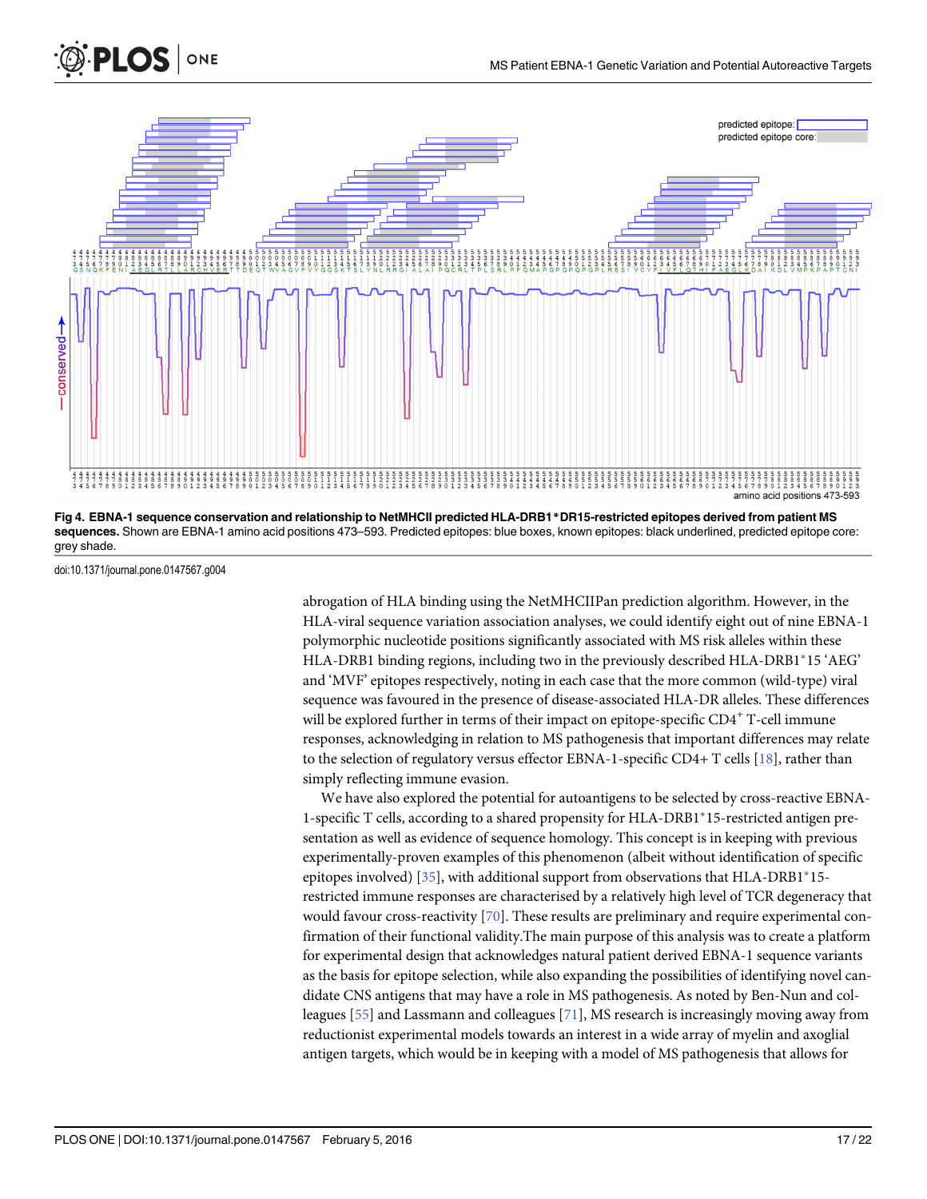**Fig 4. EBNA-1 sequence conservation and relationship to NetMHCII predicted HLA-DRB1*DR15-restricted epitopes derived from patient MS sequences.** Shown are EBNA-1 amino acid positions 473–593. Predicted epitopes: blue boxes, known epitopes: black underlined, predicted epitope core: grey shade.

doi:10.1371/journal.pone.0147567.g004

abrogation of HLA binding using the NetMHCIIPan prediction algorithm. However, in the HLA-viral sequence variation association analyses, we could identify eight out of nine EBNA-1 polymorphic nucleotide positions significantly associated with MS risk alleles within these HLA-DRB1 binding regions, including two in the previously described HLA-DRB1*15 'AEG' and 'MVF' epitopes respectively, noting in each case that the more common (wild-type) viral sequence was favoured in the presence of disease-associated HLA-DR alleles. These differences will be explored further in terms of their impact on epitope-specific $CD4^{+}$ T-cell immune responses, acknowledging in relation to MS pathogenesis that important differences may relate to the selection of regulatory versus effector EBNA-1-specific CD4+ T cells [18], rather than simply reflecting immune evasion.

We have also explored the potential for autoantigens to be selected by cross-reactive EBNA-1-specific T cells, according to a shared propensity for HLA-DRB1*15-restricted antigen presentation as well as evidence of sequence homology. This concept is in keeping with previous experimentally-proven examples of this phenomenon (albeit without identification of specific epitopes involved) [35], with additional support from observations that HLA-DRB1*15-restricted immune responses are characterised by a relatively high level of TCR degeneracy that would favour cross-reactivity [70]. These results are preliminary and require experimental confirmation of their functional validity.The main purpose of this analysis was to create a platform for experimental design that acknowledges natural patient derived EBNA-1 sequence variants as the basis for epitope selection, while also expanding the possibilities of identifying novel candidate CNS antigens that may have a role in MS pathogenesis. As noted by Ben-Nun and colleagues [55] and Lassmann and colleagues [71], MS research is increasingly moving away from reductionist experimental models towards an interest in a wide array of myelin and axoglial antigen targets, which would be in keeping with a model of MS pathogenesis that allows for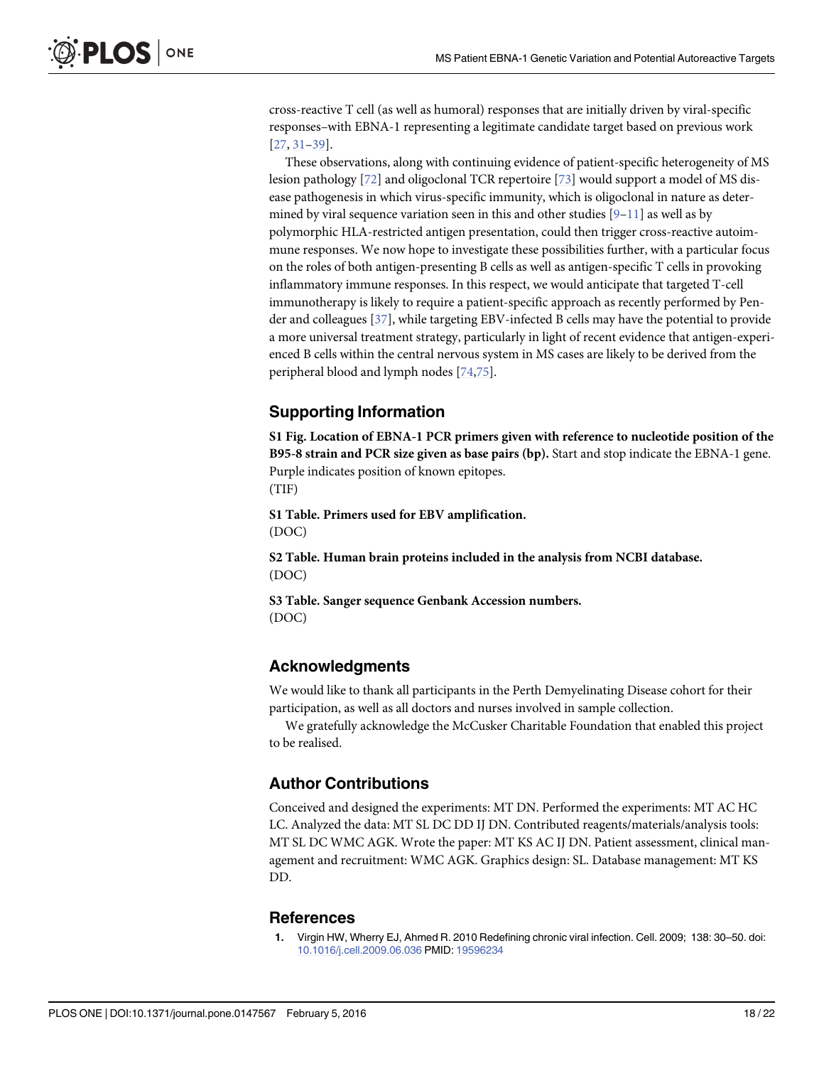cross-reactive T cell (as well as humoral) responses that are initially driven by viral-specific responses–with EBNA-1 representing a legitimate candidate target based on previous work [27, 31–39].

These observations, along with continuing evidence of patient-specific heterogeneity of MS lesion pathology [72] and oligoclonal TCR repertoire [73] would support a model of MS disease pathogenesis in which virus-specific immunity, which is oligoclonal in nature as determined by viral sequence variation seen in this and other studies [9–11] as well as by polymorphic HLA-restricted antigen presentation, could then trigger cross-reactive autoimmune responses. We now hope to investigate these possibilities further, with a particular focus on the roles of both antigen-presenting B cells as well as antigen-specific T cells in provoking inflammatory immune responses. In this respect, we would anticipate that targeted T-cell immunotherapy is likely to require a patient-specific approach as recently performed by Pender and colleagues [37], while targeting EBV-infected B cells may have the potential to provide a more universal treatment strategy, particularly in light of recent evidence that antigen-experienced B cells within the central nervous system in MS cases are likely to be derived from the peripheral blood and lymph nodes [74,75].

## Supporting Information

**S1 Fig. Location of EBNA-1 PCR primers given with reference to nucleotide position of the B95-8 strain and PCR size given as base pairs (bp).** Start and stop indicate the EBNA-1 gene. Purple indicates position of known epitopes.
(TIF)

**S1 Table. Primers used for EBV amplification.**
(DOC)

**S2 Table. Human brain proteins included in the analysis from NCBI database.**
(DOC)

**S3 Table. Sanger sequence Genbank Accession numbers.**
(DOC)

## Acknowledgments

We would like to thank all participants in the Perth Demyelinating Disease cohort for their participation, as well as all doctors and nurses involved in sample collection.

We gratefully acknowledge the McCusker Charitable Foundation that enabled this project to be realised.

## Author Contributions

Conceived and designed the experiments: MT DN. Performed the experiments: MT AC HC LC. Analyzed the data: MT SL DC DD IJ DN. Contributed reagents/materials/analysis tools: MT SL DC WMC AGK. Wrote the paper: MT KS AC IJ DN. Patient assessment, clinical management and recruitment: WMC AGK. Graphics design: SL. Database management: MT KS DD.

## References

1. Virgin HW, Wherry EJ, Ahmed R. 2010 Redefining chronic viral infection. Cell. 2009; 138: 30–50. doi: 10.1016/j.cell.2009.06.036 PMID: 19596234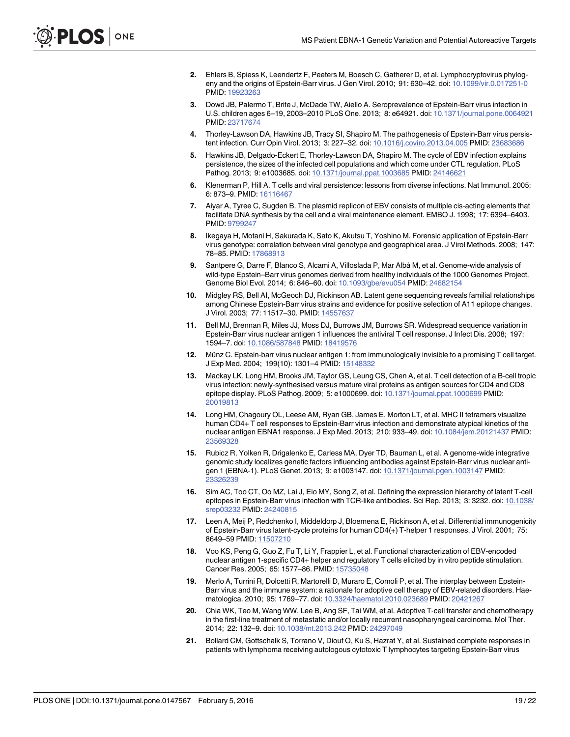2. Ehlers B, Spiess K, Leendertz F, Peeters M, Boesch C, Gatherer D, et al. Lymphocryptovirus phylogeny and the origins of Epstein-Barr virus. J Gen Virol. 2010; 91: 630–42. doi: 10.1099/vir.0.017251-0 PMID: 19923263

3. Dowd JB, Palermo T, Brite J, McDade TW, Aiello A. Seroprevalence of Epstein-Barr virus infection in U.S. children ages 6–19, 2003–2010 PLoS One. 2013; 8: e64921. doi: 10.1371/journal.pone.0064921 PMID: 23717674

4. Thorley-Lawson DA, Hawkins JB, Tracy SI, Shapiro M. The pathogenesis of Epstein-Barr virus persistent infection. Curr Opin Virol. 2013; 3: 227–32. doi: 10.1016/j.coviro.2013.04.005 PMID: 23683686

5. Hawkins JB, Delgado-Eckert E, Thorley-Lawson DA, Shapiro M. The cycle of EBV infection explains persistence, the sizes of the infected cell populations and which come under CTL regulation. PLoS Pathog. 2013; 9: e1003685. doi: 10.1371/journal.ppat.1003685 PMID: 24146621

6. Klenerman P, Hill A. T cells and viral persistence: lessons from diverse infections. Nat Immunol. 2005; 6: 873–9. PMID: 16116467

7. Aiyar A, Tyree C, Sugden B. The plasmid replicon of EBV consists of multiple cis-acting elements that facilitate DNA synthesis by the cell and a viral maintenance element. EMBO J. 1998; 17: 6394–6403. PMID: 9799247

8. Ikegaya H, Motani H, Sakurada K, Sato K, Akutsu T, Yoshino M. Forensic application of Epstein-Barr virus genotype: correlation between viral genotype and geographical area. J Virol Methods. 2008; 147: 78–85. PMID: 17868913

9. Santpere G, Darre F, Blanco S, Alcami A, Villoslada P, Mar Albà M, et al. Genome-wide analysis of wild-type Epstein–Barr virus genomes derived from healthy individuals of the 1000 Genomes Project. Genome Biol Evol. 2014; 6: 846–60. doi: 10.1093/gbe/evu054 PMID: 24682154

10. Midgley RS, Bell AI, McGeoch DJ, Rickinson AB. Latent gene sequencing reveals familial relationships among Chinese Epstein-Barr virus strains and evidence for positive selection of A11 epitope changes. J Virol. 2003; 77: 11517–30. PMID: 14557637

11. Bell MJ, Brennan R, Miles JJ, Moss DJ, Burrows JM, Burrows SR. Widespread sequence variation in Epstein-Barr virus nuclear antigen 1 influences the antiviral T cell response. J Infect Dis. 2008; 197: 1594–7. doi: 10.1086/587848 PMID: 18419576

12. Münz C. Epstein-barr virus nuclear antigen 1: from immunologically invisible to a promising T cell target. J Exp Med. 2004; 199(10): 1301–4 PMID: 15148332

13. Mackay LK, Long HM, Brooks JM, Taylor GS, Leung CS, Chen A, et al. T cell detection of a B-cell tropic virus infection: newly-synthesised versus mature viral proteins as antigen sources for CD4 and CD8 epitope display. PLoS Pathog. 2009; 5: e1000699. doi: 10.1371/journal.ppat.1000699 PMID: 20019813

14. Long HM, Chagoury OL, Leese AM, Ryan GB, James E, Morton LT, et al. MHC II tetramers visualize human CD4+ T cell responses to Epstein-Barr virus infection and demonstrate atypical kinetics of the nuclear antigen EBNA1 response. J Exp Med. 2013; 210: 933–49. doi: 10.1084/jem.20121437 PMID: 23569328

15. Rubicz R, Yolken R, Drigalenko E, Carless MA, Dyer TD, Bauman L, et al. A genome-wide integrative genomic study localizes genetic factors influencing antibodies against Epstein-Barr virus nuclear antigen 1 (EBNA-1). PLoS Genet. 2013; 9: e1003147. doi: 10.1371/journal.pgen.1003147 PMID: 23326239

16. Sim AC, Too CT, Oo MZ, Lai J, Eio MY, Song Z, et al. Defining the expression hierarchy of latent T-cell epitopes in Epstein-Barr virus infection with TCR-like antibodies. Sci Rep. 2013; 3: 3232. doi: 10.1038/srep03232 PMID: 24240815

17. Leen A, Meij P, Redchenko I, Middeldorp J, Bloemena E, Rickinson A, et al. Differential immunogenicity of Epstein-Barr virus latent-cycle proteins for human CD4(+) T-helper 1 responses. J Virol. 2001; 75: 8649–59 PMID: 11507210

18. Voo KS, Peng G, Guo Z, Fu T, Li Y, Frappier L, et al. Functional characterization of EBV-encoded nuclear antigen 1-specific CD4+ helper and regulatory T cells elicited by in vitro peptide stimulation. Cancer Res. 2005; 65: 1577–86. PMID: 15735048

19. Merlo A, Turrini R, Dolcetti R, Martorelli D, Muraro E, Comoli P, et al. The interplay between Epstein-Barr virus and the immune system: a rationale for adoptive cell therapy of EBV-related disorders. Haematologica. 2010; 95: 1769–77. doi: 10.3324/haematol.2010.023689 PMID: 20421267

20. Chia WK, Teo M, Wang WW, Lee B, Ang SF, Tai WM, et al. Adoptive T-cell transfer and chemotherapy in the first-line treatment of metastatic and/or locally recurrent nasopharyngeal carcinoma. Mol Ther. 2014; 22: 132–9. doi: 10.1038/mt.2013.242 PMID: 24297049

21. Bollard CM, Gottschalk S, Torrano V, Diouf O, Ku S, Hazrat Y, et al. Sustained complete responses in patients with lymphoma receiving autologous cytotoxic T lymphocytes targeting Epstein-Barr virus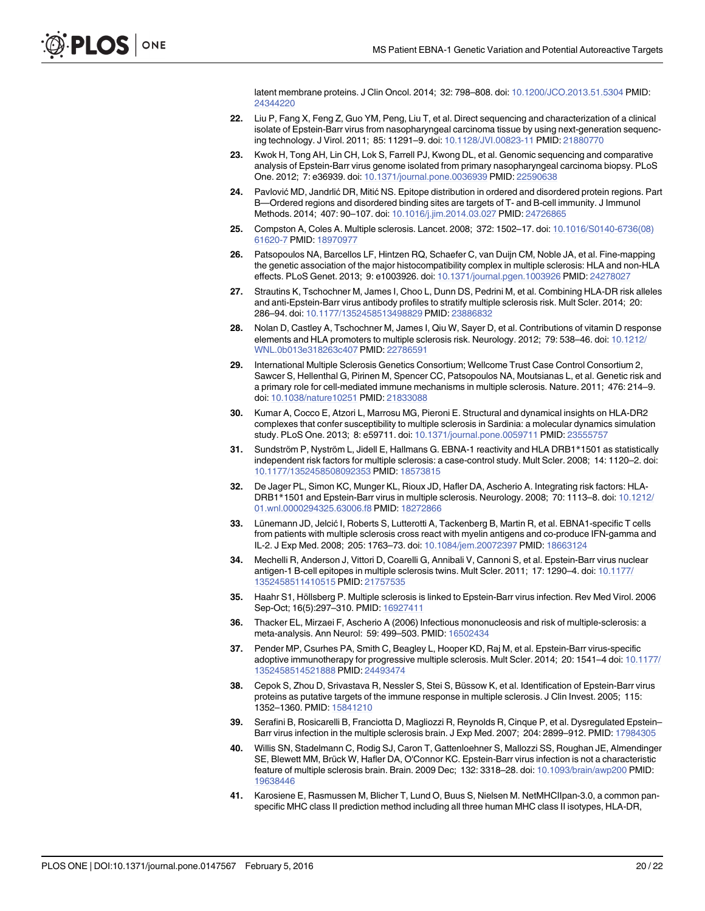latent membrane proteins. J Clin Oncol. 2014; 32: 798–808. doi: 10.1200/JCO.2013.51.5304 PMID: 24344220

22. Liu P, Fang X, Feng Z, Guo YM, Peng, Liu T, et al. Direct sequencing and characterization of a clinical isolate of Epstein-Barr virus from nasopharyngeal carcinoma tissue by using next-generation sequencing technology. J Virol. 2011; 85: 11291–9. doi: 10.1128/JVI.00823-11 PMID: 21880770

23. Kwok H, Tong AH, Lin CH, Lok S, Farrell PJ, Kwong DL, et al. Genomic sequencing and comparative analysis of Epstein-Barr virus genome isolated from primary nasopharyngeal carcinoma biopsy. PLoS One. 2012; 7: e36939. doi: 10.1371/journal.pone.0036939 PMID: 22590638

24. Pavlović MD, Jandrlić DR, Mitić NS. Epitope distribution in ordered and disordered protein regions. Part B—Ordered regions and disordered binding sites are targets of T- and B-cell immunity. J Immunol Methods. 2014; 407: 90–107. doi: 10.1016/j.jim.2014.03.027 PMID: 24726865

25. Compston A, Coles A. Multiple sclerosis. Lancet. 2008; 372: 1502–17. doi: 10.1016/S0140-6736(08)61620-7 PMID: 18970977

26. Patsopoulos NA, Barcellos LF, Hintzen RQ, Schaefer C, van Duijn CM, Noble JA, et al. Fine-mapping the genetic association of the major histocompatibility complex in multiple sclerosis: HLA and non-HLA effects. PLoS Genet. 2013; 9: e1003926. doi: 10.1371/journal.pgen.1003926 PMID: 24278027

27. Strautins K, Tschochner M, James I, Choo L, Dunn DS, Pedrini M, et al. Combining HLA-DR risk alleles and anti-Epstein-Barr virus antibody profiles to stratify multiple sclerosis risk. Mult Scler. 2014; 20: 286–94. doi: 10.1177/1352458513498829 PMID: 23886832

28. Nolan D, Castley A, Tschochner M, James I, Qiu W, Sayer D, et al. Contributions of vitamin D response elements and HLA promoters to multiple sclerosis risk. Neurology. 2012; 79: 538–46. doi: 10.1212/WNL.0b013e318263c407 PMID: 22786591

29. International Multiple Sclerosis Genetics Consortium; Wellcome Trust Case Control Consortium 2, Sawcer S, Hellenthal G, Pirinen M, Spencer CC, Patsopoulos NA, Moutsianas L, et al. Genetic risk and a primary role for cell-mediated immune mechanisms in multiple sclerosis. Nature. 2011; 476: 214–9. doi: 10.1038/nature10251 PMID: 21833088

30. Kumar A, Cocco E, Atzori L, Marrosu MG, Pieroni E. Structural and dynamical insights on HLA-DR2 complexes that confer susceptibility to multiple sclerosis in Sardinia: a molecular dynamics simulation study. PLoS One. 2013; 8: e59711. doi: 10.1371/journal.pone.0059711 PMID: 23555757

31. Sundström P, Nyström L, Jidell E, Hallmans G. EBNA-1 reactivity and HLA DRB1*1501 as statistically independent risk factors for multiple sclerosis: a case-control study. Mult Scler. 2008; 14: 1120–2. doi: 10.1177/1352458508092353 PMID: 18573815

32. De Jager PL, Simon KC, Munger KL, Rioux JD, Hafler DA, Ascherio A. Integrating risk factors: HLA-DRB1*1501 and Epstein-Barr virus in multiple sclerosis. Neurology. 2008; 70: 1113–8. doi: 10.1212/01.wnl.0000294325.63006.f8 PMID: 18272866

33. Lünemann JD, Jelcić I, Roberts S, Lutterotti A, Tackenberg B, Martin R, et al. EBNA1-specific T cells from patients with multiple sclerosis cross react with myelin antigens and co-produce IFN-gamma and IL-2. J Exp Med. 2008; 205: 1763–73. doi: 10.1084/jem.20072397 PMID: 18663124

34. Mechelli R, Anderson J, Vittori D, Coarelli G, Annibali V, Cannoni S, et al. Epstein-Barr virus nuclear antigen-1 B-cell epitopes in multiple sclerosis twins. Mult Scler. 2011; 17: 1290–4. doi: 10.1177/1352458511410515 PMID: 21757535

35. Haahr S1, Höllsberg P. Multiple sclerosis is linked to Epstein-Barr virus infection. Rev Med Virol. 2006 Sep-Oct; 16(5):297–310. PMID: 16927411

36. Thacker EL, Mirzaei F, Ascherio A (2006) Infectious mononucleosis and risk of multiple-sclerosis: a meta-analysis. Ann Neurol: 59: 499–503. PMID: 16502434

37. Pender MP, Csurhes PA, Smith C, Beagley L, Hooper KD, Raj M, et al. Epstein-Barr virus-specific adoptive immunotherapy for progressive multiple sclerosis. Mult Scler. 2014; 20: 1541–4 doi: 10.1177/1352458514521888 PMID: 24493474

38. Cepok S, Zhou D, Srivastava R, Nessler S, Stei S, Büssow K, et al. Identification of Epstein-Barr virus proteins as putative targets of the immune response in multiple sclerosis. J Clin Invest. 2005; 115: 1352–1360. PMID: 15841210

39. Serafini B, Rosicarelli B, Franciotta D, Magliozzi R, Reynolds R, Cinque P, et al. Dysregulated Epstein–Barr virus infection in the multiple sclerosis brain. J Exp Med. 2007; 204: 2899–912. PMID: 17984305

40. Willis SN, Stadelmann C, Rodig SJ, Caron T, Gattenloehner S, Mallozzi SS, Roughan JE, Almendinger SE, Blewett MM, Brück W, Hafler DA, O'Connor KC. Epstein-Barr virus infection is not a characteristic feature of multiple sclerosis brain. Brain. 2009 Dec; 132: 3318–28. doi: 10.1093/brain/awp200 PMID: 19638446

41. Karosiene E, Rasmussen M, Blicher T, Lund O, Buus S, Nielsen M. NetMHCIIpan-3.0, a common pan-specific MHC class II prediction method including all three human MHC class II isotypes, HLA-DR,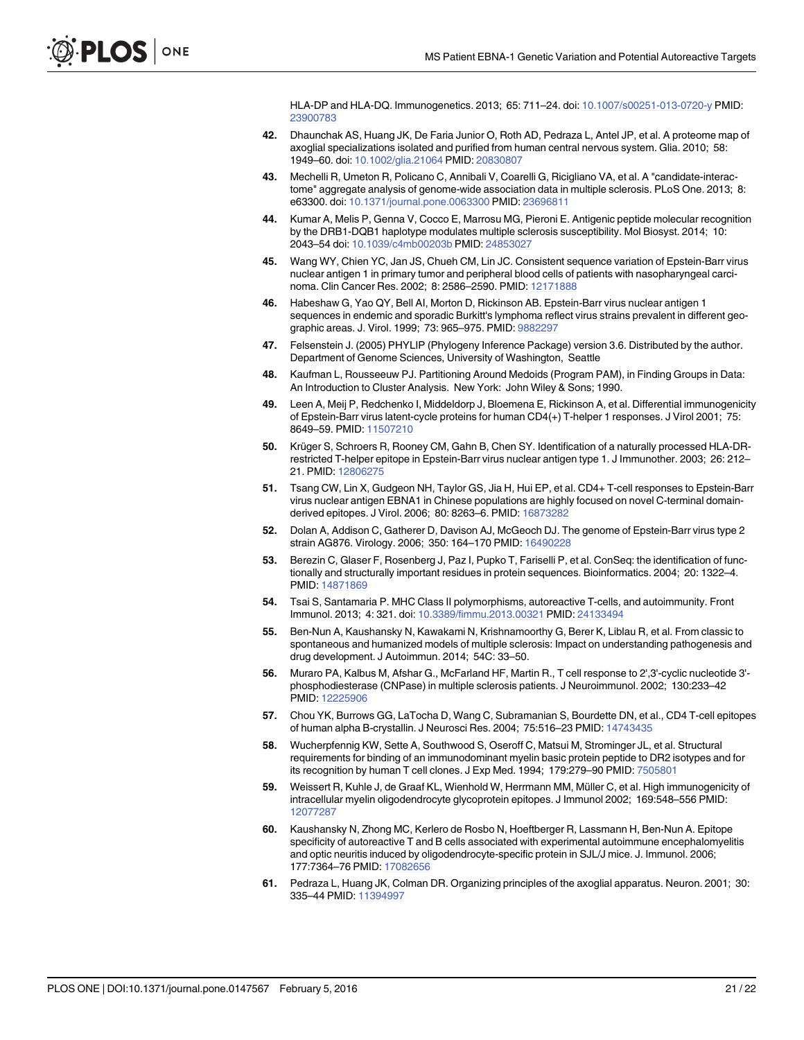HLA-DP and HLA-DQ. Immunogenetics. 2013; 65: 711–24. doi: 10.1007/s00251-013-0720-y PMID: 23900783

42. Dhaunchak AS, Huang JK, De Faria Junior O, Roth AD, Pedraza L, Antel JP, et al. A proteome map of axoglial specializations isolated and purified from human central nervous system. Glia. 2010; 58: 1949–60. doi: 10.1002/glia.21064 PMID: 20830807

43. Mechelli R, Umeton R, Policano C, Annibali V, Coarelli G, Ricigliano VA, et al. A "candidate-interactome" aggregate analysis of genome-wide association data in multiple sclerosis. PLoS One. 2013; 8: e63300. doi: 10.1371/journal.pone.0063300 PMID: 23696811

44. Kumar A, Melis P, Genna V, Cocco E, Marrosu MG, Pieroni E. Antigenic peptide molecular recognition by the DRB1-DQB1 haplotype modulates multiple sclerosis susceptibility. Mol Biosyst. 2014; 10: 2043–54 doi: 10.1039/c4mb00203b PMID: 24853027

45. Wang WY, Chien YC, Jan JS, Chueh CM, Lin JC. Consistent sequence variation of Epstein-Barr virus nuclear antigen 1 in primary tumor and peripheral blood cells of patients with nasopharyngeal carcinoma. Clin Cancer Res. 2002; 8: 2586–2590. PMID: 12171888

46. Habeshaw G, Yao QY, Bell AI, Morton D, Rickinson AB. Epstein-Barr virus nuclear antigen 1 sequences in endemic and sporadic Burkitt's lymphoma reflect virus strains prevalent in different geographic areas. J. Virol. 1999; 73: 965–975. PMID: 9882297

47. Felsenstein J. (2005) PHYLIP (Phylogeny Inference Package) version 3.6. Distributed by the author. Department of Genome Sciences, University of Washington, Seattle

48. Kaufman L, Rousseeuw PJ. Partitioning Around Medoids (Program PAM), in Finding Groups in Data: An Introduction to Cluster Analysis. New York: John Wiley & Sons; 1990.

49. Leen A, Meij P, Redchenko I, Middeldorp J, Bloemena E, Rickinson A, et al. Differential immunogenicity of Epstein-Barr virus latent-cycle proteins for human CD4(+) T-helper 1 responses. J Virol 2001; 75: 8649–59. PMID: 11507210

50. Krüger S, Schroers R, Rooney CM, Gahn B, Chen SY. Identification of a naturally processed HLA-DR-restricted T-helper epitope in Epstein-Barr virus nuclear antigen type 1. J Immunother. 2003; 26: 212–21. PMID: 12806275

51. Tsang CW, Lin X, Gudgeon NH, Taylor GS, Jia H, Hui EP, et al. CD4+ T-cell responses to Epstein-Barr virus nuclear antigen EBNA1 in Chinese populations are highly focused on novel C-terminal domain-derived epitopes. J Virol. 2006; 80: 8263–6. PMID: 16873282

52. Dolan A, Addison C, Gatherer D, Davison AJ, McGeoch DJ. The genome of Epstein-Barr virus type 2 strain AG876. Virology. 2006; 350: 164–170 PMID: 16490228

53. Berezin C, Glaser F, Rosenberg J, Paz I, Pupko T, Fariselli P, et al. ConSeq: the identification of functionally and structurally important residues in protein sequences. Bioinformatics. 2004; 20: 1322–4. PMID: 14871869

54. Tsai S, Santamaria P. MHC Class II polymorphisms, autoreactive T-cells, and autoimmunity. Front Immunol. 2013; 4: 321. doi: 10.3389/fimmu.2013.00321 PMID: 24133494

55. Ben-Nun A, Kaushansky N, Kawakami N, Krishnamoorthy G, Berer K, Liblau R, et al. From classic to spontaneous and humanized models of multiple sclerosis: Impact on understanding pathogenesis and drug development. J Autoimmun. 2014; 54C: 33–50.

56. Muraro PA, Kalbus M, Afshar G., McFarland HF, Martin R., T cell response to 2',3'-cyclic nucleotide 3'-phosphodiesterase (CNPase) in multiple sclerosis patients. J Neuroimmunol. 2002; 130:233–42 PMID: 12225906

57. Chou YK, Burrows GG, LaTocha D, Wang C, Subramanian S, Bourdette DN, et al., CD4 T-cell epitopes of human alpha B-crystallin. J Neurosci Res. 2004; 75:516–23 PMID: 14743435

58. Wucherpfennig KW, Sette A, Southwood S, Oseroff C, Matsui M, Strominger JL, et al. Structural requirements for binding of an immunodominant myelin basic protein peptide to DR2 isotypes and for its recognition by human T cell clones. J Exp Med. 1994; 179:279–90 PMID: 7505801

59. Weissert R, Kuhle J, de Graaf KL, Wienhold W, Herrmann MM, Müller C, et al. High immunogenicity of intracellular myelin oligodendrocyte glycoprotein epitopes. J Immunol 2002; 169:548–556 PMID: 12077287

60. Kaushansky N, Zhong MC, Kerlero de Rosbo N, Hoeftberger R, Lassmann H, Ben-Nun A. Epitope specificity of autoreactive T and B cells associated with experimental autoimmune encephalomyelitis and optic neuritis induced by oligodendrocyte-specific protein in SJL/J mice. J. Immunol. 2006; 177:7364–76 PMID: 17082656

61. Pedraza L, Huang JK, Colman DR. Organizing principles of the axoglial apparatus. Neuron. 2001; 30: 335–44 PMID: 11394997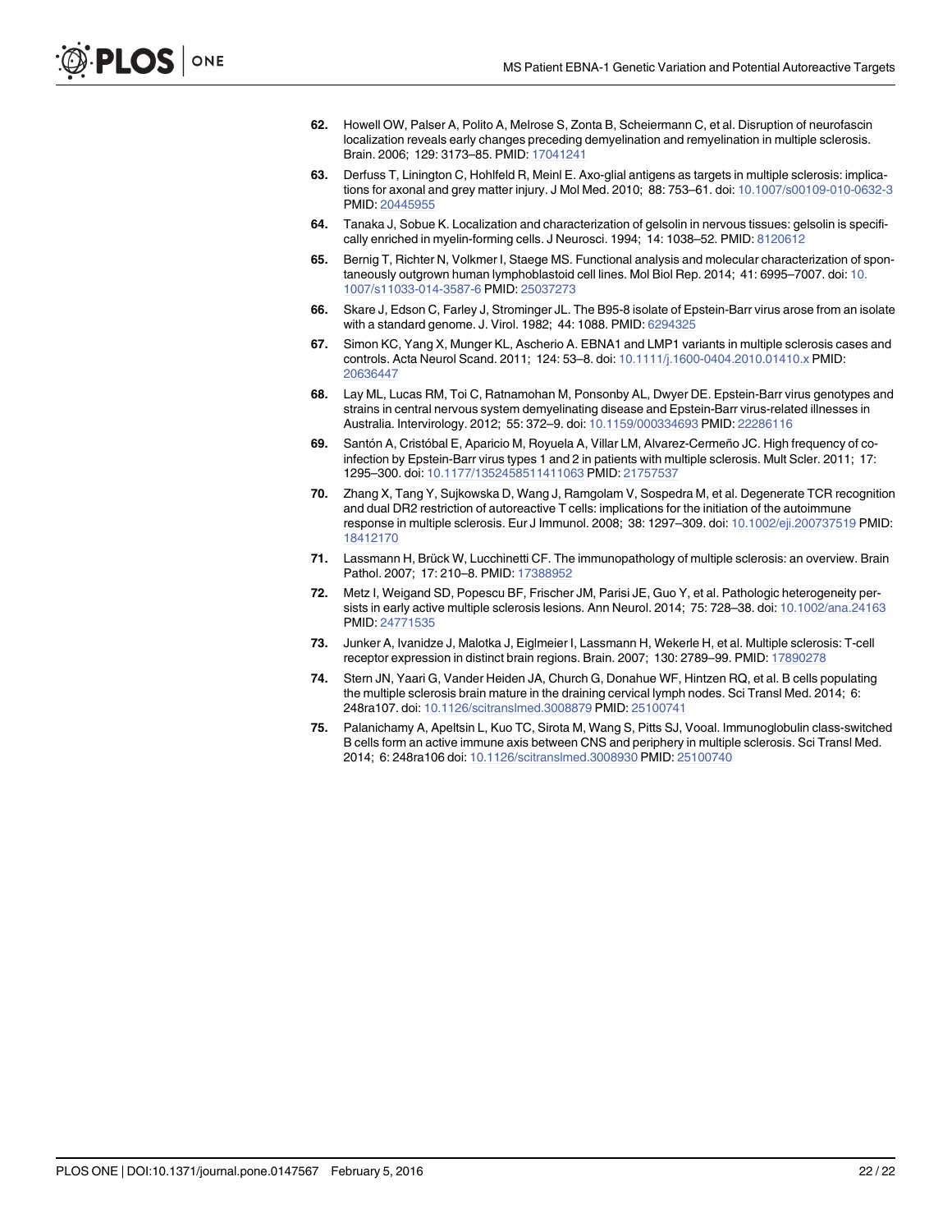62. Howell OW, Palser A, Polito A, Melrose S, Zonta B, Scheiermann C, et al. Disruption of neurofascin localization reveals early changes preceding demyelination and remyelination in multiple sclerosis. Brain. 2006; 129: 3173–85. PMID: 17041241

63. Derfuss T, Linington C, Hohlfeld R, Meinl E. Axo-glial antigens as targets in multiple sclerosis: implications for axonal and grey matter injury. J Mol Med. 2010; 88: 753–61. doi: 10.1007/s00109-010-0632-3 PMID: 20445955

64. Tanaka J, Sobue K. Localization and characterization of gelsolin in nervous tissues: gelsolin is specifically enriched in myelin-forming cells. J Neurosci. 1994; 14: 1038–52. PMID: 8120612

65. Bernig T, Richter N, Volkmer I, Staege MS. Functional analysis and molecular characterization of spontaneously outgrown human lymphoblastoid cell lines. Mol Biol Rep. 2014; 41: 6995–7007. doi: 10.1007/s11033-014-3587-6 PMID: 25037273

66. Skare J, Edson C, Farley J, Strominger JL. The B95-8 isolate of Epstein-Barr virus arose from an isolate with a standard genome. J. Virol. 1982; 44: 1088. PMID: 6294325

67. Simon KC, Yang X, Munger KL, Ascherio A. EBNA1 and LMP1 variants in multiple sclerosis cases and controls. Acta Neurol Scand. 2011; 124: 53–8. doi: 10.1111/j.1600-0404.2010.01410.x PMID: 20636447

68. Lay ML, Lucas RM, Toi C, Ratnamohan M, Ponsonby AL, Dwyer DE. Epstein-Barr virus genotypes and strains in central nervous system demyelinating disease and Epstein-Barr virus-related illnesses in Australia. Intervirology. 2012; 55: 372–9. doi: 10.1159/000334693 PMID: 22286116

69. Santón A, Cristóbal E, Aparicio M, Royuela A, Villar LM, Alvarez-Cermeño JC. High frequency of co-infection by Epstein-Barr virus types 1 and 2 in patients with multiple sclerosis. Mult Scler. 2011; 17: 1295–300. doi: 10.1177/1352458511411063 PMID: 21757537

70. Zhang X, Tang Y, Sujkowska D, Wang J, Ramgolam V, Sospedra M, et al. Degenerate TCR recognition and dual DR2 restriction of autoreactive T cells: implications for the initiation of the autoimmune response in multiple sclerosis. Eur J Immunol. 2008; 38: 1297–309. doi: 10.1002/eji.200737519 PMID: 18412170

71. Lassmann H, Brück W, Lucchinetti CF. The immunopathology of multiple sclerosis: an overview. Brain Pathol. 2007; 17: 210–8. PMID: 17388952

72. Metz I, Weigand SD, Popescu BF, Frischer JM, Parisi JE, Guo Y, et al. Pathologic heterogeneity persists in early active multiple sclerosis lesions. Ann Neurol. 2014; 75: 728–38. doi: 10.1002/ana.24163 PMID: 24771535

73. Junker A, Ivanidze J, Malotka J, Eiglmeier I, Lassmann H, Wekerle H, et al. Multiple sclerosis: T-cell receptor expression in distinct brain regions. Brain. 2007; 130: 2789–99. PMID: 17890278

74. Stern JN, Yaari G, Vander Heiden JA, Church G, Donahue WF, Hintzen RQ, et al. B cells populating the multiple sclerosis brain mature in the draining cervical lymph nodes. Sci Transl Med. 2014; 6: 248ra107. doi: 10.1126/scitranslmed.3008879 PMID: 25100741

75. Palanichamy A, Apeltsin L, Kuo TC, Sirota M, Wang S, Pitts SJ, Vooal. Immunoglobulin class-switched B cells form an active immune axis between CNS and periphery in multiple sclerosis. Sci Transl Med. 2014; 6: 248ra106 doi: 10.1126/scitranslmed.3008930 PMID: 25100740